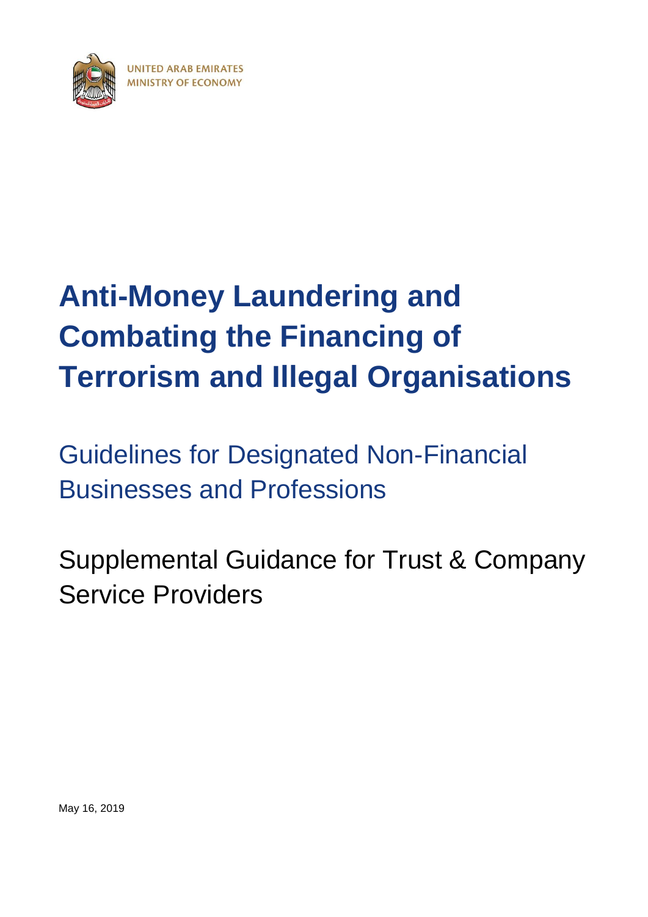UNITED ARAB EMIRATES
MINISTRY OF ECONOMY

# Anti-Money Laundering and Combating the Financing of Terrorism and Illegal Organisations

## Guidelines for Designated Non-Financial Businesses and Professions

## Supplemental Guidance for Trust & Company Service Providers

May 16, 2019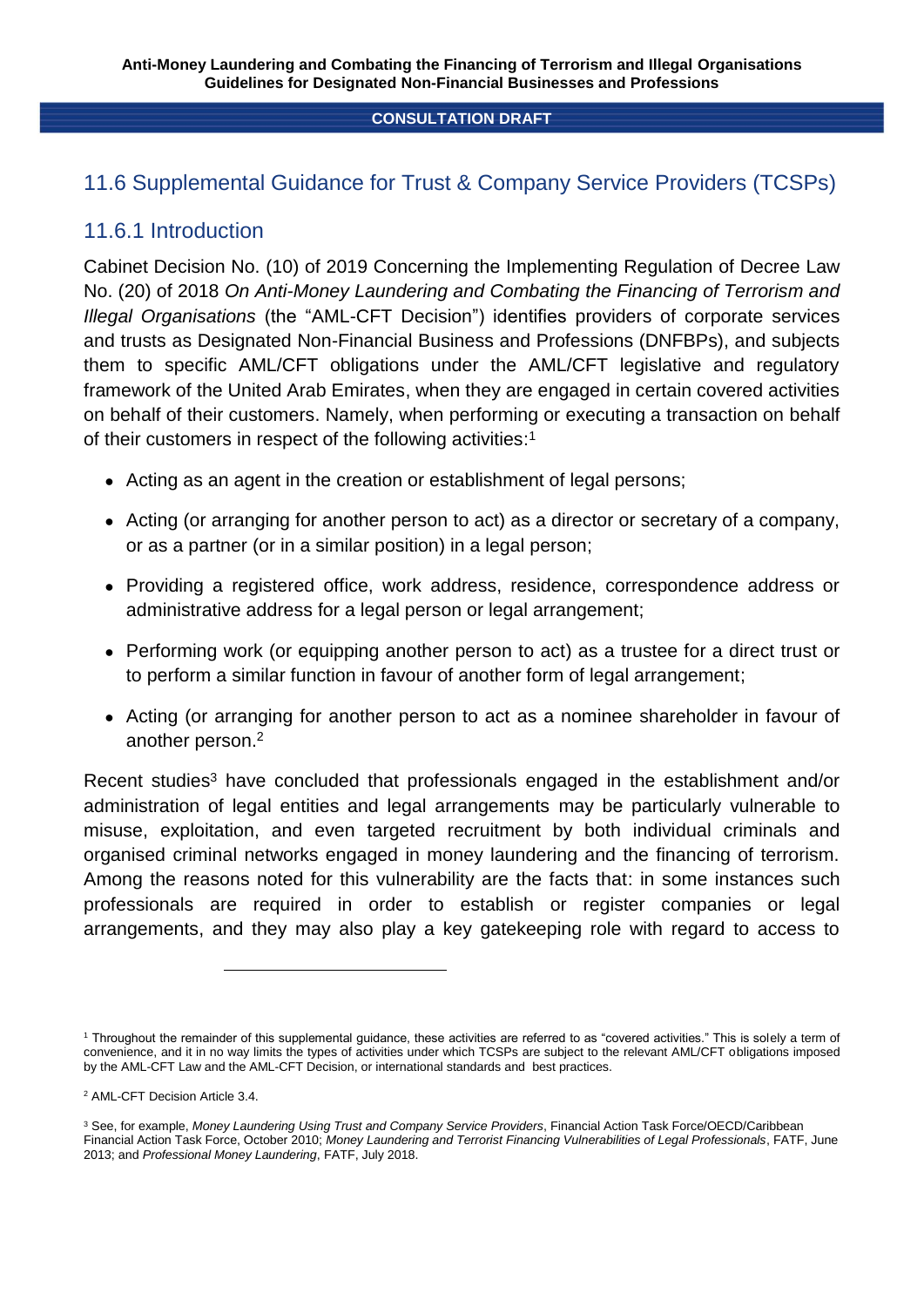## 11.6 Supplemental Guidance for Trust & Company Service Providers (TCSPs)

### 11.6.1 Introduction

Cabinet Decision No. (10) of 2019 Concerning the Implementing Regulation of Decree Law No. (20) of 2018 *On Anti-Money Laundering and Combating the Financing of Terrorism and Illegal Organisations* (the "AML-CFT Decision") identifies providers of corporate services and trusts as Designated Non-Financial Business and Professions (DNFBPs), and subjects them to specific AML/CFT obligations under the AML/CFT legislative and regulatory framework of the United Arab Emirates, when they are engaged in certain covered activities on behalf of their customers. Namely, when performing or executing a transaction on behalf of their customers in respect of the following activities:[1]

- Acting as an agent in the creation or establishment of legal persons;
- Acting (or arranging for another person to act) as a director or secretary of a company, or as a partner (or in a similar position) in a legal person;
- Providing a registered office, work address, residence, correspondence address or administrative address for a legal person or legal arrangement;
- Performing work (or equipping another person to act) as a trustee for a direct trust or to perform a similar function in favour of another form of legal arrangement;
- Acting (or arranging for another person to act as a nominee shareholder in favour of another person.[2]

Recent studies[3] have concluded that professionals engaged in the establishment and/or administration of legal entities and legal arrangements may be particularly vulnerable to misuse, exploitation, and even targeted recruitment by both individual criminals and organised criminal networks engaged in money laundering and the financing of terrorism. Among the reasons noted for this vulnerability are the facts that: in some instances such professionals are required in order to establish or register companies or legal arrangements, and they may also play a key gatekeeping role with regard to access to

---

[1] Throughout the remainder of this supplemental guidance, these activities are referred to as "covered activities." This is solely a term of convenience, and it in no way limits the types of activities under which TCSPs are subject to the relevant AML/CFT obligations imposed by the AML-CFT Law and the AML-CFT Decision, or international standards and best practices.

[2] AML-CFT Decision Article 3.4.

[3] See, for example, *Money Laundering Using Trust and Company Service Providers*, Financial Action Task Force/OECD/Caribbean Financial Action Task Force, October 2010; *Money Laundering and Terrorist Financing Vulnerabilities of Legal Professionals*, FATF, June 2013; and *Professional Money Laundering*, FATF, July 2018.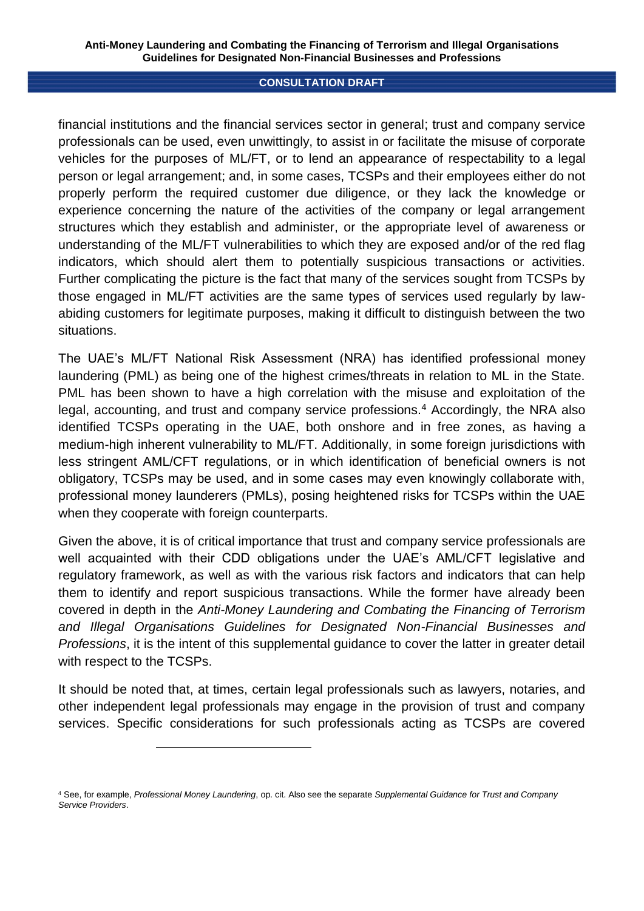financial institutions and the financial services sector in general; trust and company service professionals can be used, even unwittingly, to assist in or facilitate the misuse of corporate vehicles for the purposes of ML/FT, or to lend an appearance of respectability to a legal person or legal arrangement; and, in some cases, TCSPs and their employees either do not properly perform the required customer due diligence, or they lack the knowledge or experience concerning the nature of the activities of the company or legal arrangement structures which they establish and administer, or the appropriate level of awareness or understanding of the ML/FT vulnerabilities to which they are exposed and/or of the red flag indicators, which should alert them to potentially suspicious transactions or activities. Further complicating the picture is the fact that many of the services sought from TCSPs by those engaged in ML/FT activities are the same types of services used regularly by law-abiding customers for legitimate purposes, making it difficult to distinguish between the two situations.

The UAE's ML/FT National Risk Assessment (NRA) has identified professional money laundering (PML) as being one of the highest crimes/threats in relation to ML in the State. PML has been shown to have a high correlation with the misuse and exploitation of the legal, accounting, and trust and company service professions.[4] Accordingly, the NRA also identified TCSPs operating in the UAE, both onshore and in free zones, as having a medium-high inherent vulnerability to ML/FT. Additionally, in some foreign jurisdictions with less stringent AML/CFT regulations, or in which identification of beneficial owners is not obligatory, TCSPs may be used, and in some cases may even knowingly collaborate with, professional money launderers (PMLs), posing heightened risks for TCSPs within the UAE when they cooperate with foreign counterparts.

Given the above, it is of critical importance that trust and company service professionals are well acquainted with their CDD obligations under the UAE's AML/CFT legislative and regulatory framework, as well as with the various risk factors and indicators that can help them to identify and report suspicious transactions. While the former have already been covered in depth in the *Anti-Money Laundering and Combating the Financing of Terrorism and Illegal Organisations Guidelines for Designated Non-Financial Businesses and Professions*, it is the intent of this supplemental guidance to cover the latter in greater detail with respect to the TCSPs.

It should be noted that, at times, certain legal professionals such as lawyers, notaries, and other independent legal professionals may engage in the provision of trust and company services. Specific considerations for such professionals acting as TCSPs are covered

---

[4] See, for example, *Professional Money Laundering*, op. cit. Also see the separate *Supplemental Guidance for Trust and Company Service Providers*.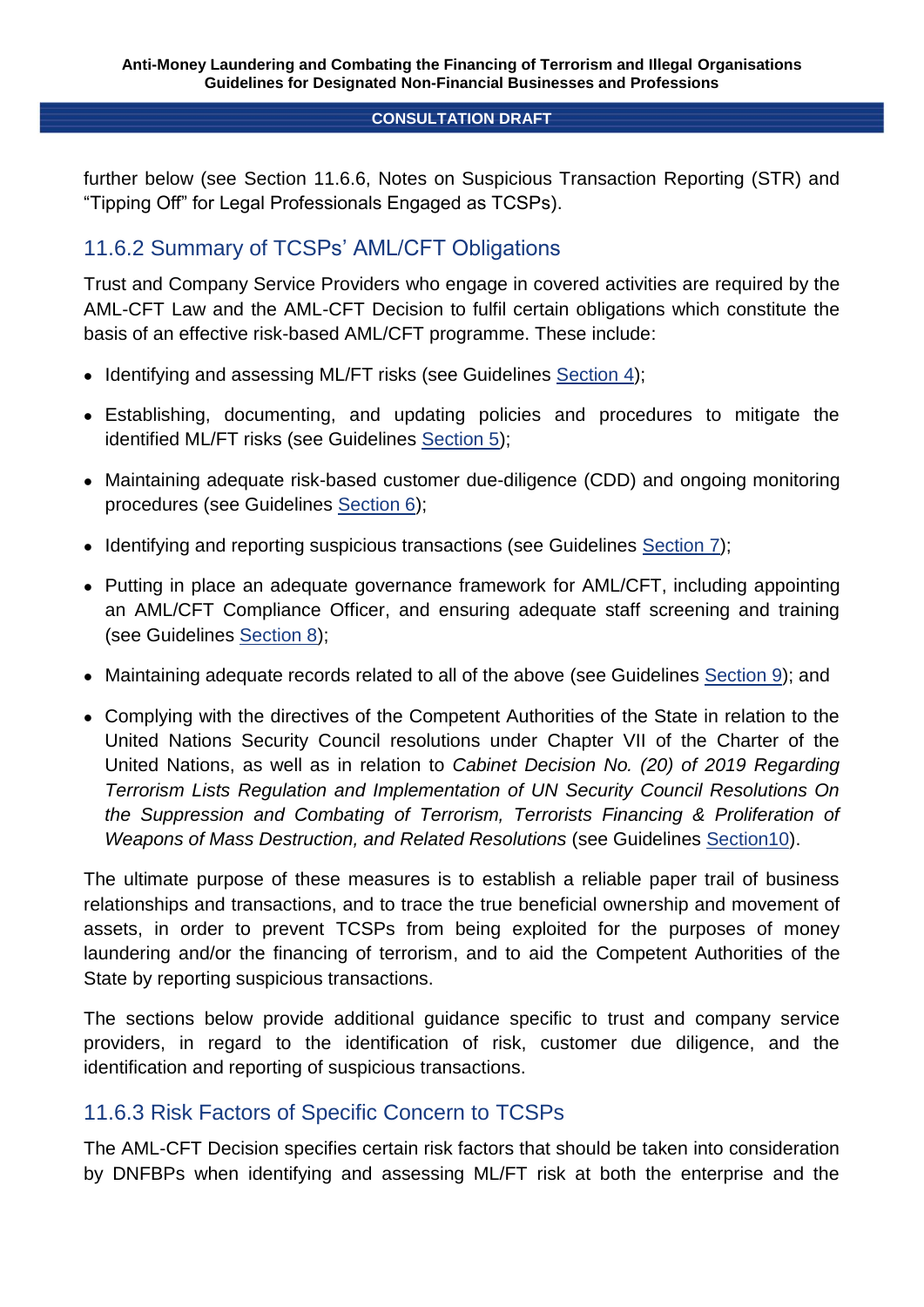further below (see Section 11.6.6, Notes on Suspicious Transaction Reporting (STR) and "Tipping Off" for Legal Professionals Engaged as TCSPs).

### 11.6.2 Summary of TCSPs' AML/CFT Obligations

Trust and Company Service Providers who engage in covered activities are required by the AML-CFT Law and the AML-CFT Decision to fulfil certain obligations which constitute the basis of an effective risk-based AML/CFT programme. These include:

- Identifying and assessing ML/FT risks (see Guidelines Section 4);
- Establishing, documenting, and updating policies and procedures to mitigate the identified ML/FT risks (see Guidelines Section 5);
- Maintaining adequate risk-based customer due-diligence (CDD) and ongoing monitoring procedures (see Guidelines Section 6);
- Identifying and reporting suspicious transactions (see Guidelines Section 7);
- Putting in place an adequate governance framework for AML/CFT, including appointing an AML/CFT Compliance Officer, and ensuring adequate staff screening and training (see Guidelines Section 8);
- Maintaining adequate records related to all of the above (see Guidelines Section 9); and
- Complying with the directives of the Competent Authorities of the State in relation to the United Nations Security Council resolutions under Chapter VII of the Charter of the United Nations, as well as in relation to *Cabinet Decision No. (20) of 2019 Regarding Terrorism Lists Regulation and Implementation of UN Security Council Resolutions On the Suppression and Combating of Terrorism, Terrorists Financing & Proliferation of Weapons of Mass Destruction, and Related Resolutions* (see Guidelines Section10).

The ultimate purpose of these measures is to establish a reliable paper trail of business relationships and transactions, and to trace the true beneficial ownership and movement of assets, in order to prevent TCSPs from being exploited for the purposes of money laundering and/or the financing of terrorism, and to aid the Competent Authorities of the State by reporting suspicious transactions.

The sections below provide additional guidance specific to trust and company service providers, in regard to the identification of risk, customer due diligence, and the identification and reporting of suspicious transactions.

### 11.6.3 Risk Factors of Specific Concern to TCSPs

The AML-CFT Decision specifies certain risk factors that should be taken into consideration by DNFBPs when identifying and assessing ML/FT risk at both the enterprise and the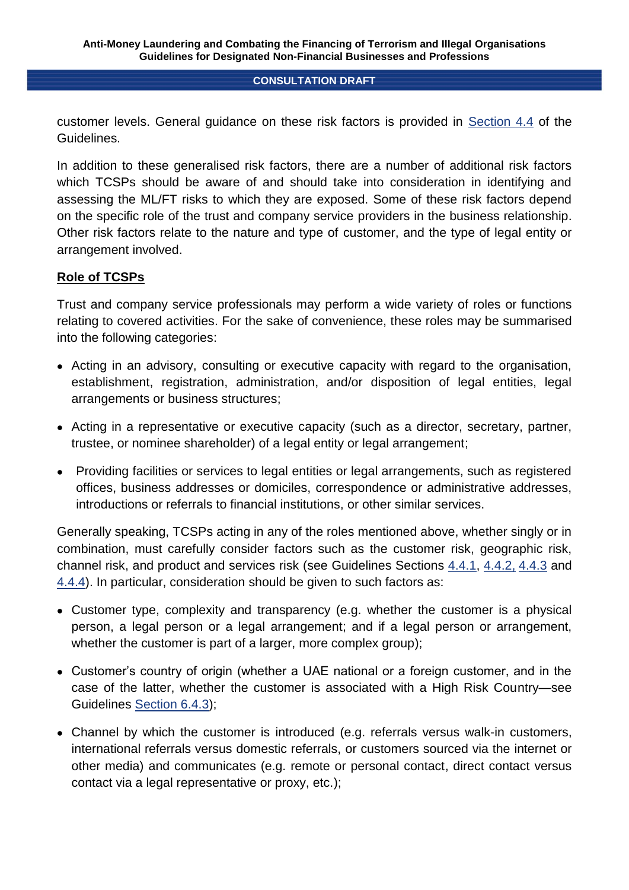customer levels. General guidance on these risk factors is provided in Section 4.4 of the Guidelines.

In addition to these generalised risk factors, there are a number of additional risk factors which TCSPs should be aware of and should take into consideration in identifying and assessing the ML/FT risks to which they are exposed. Some of these risk factors depend on the specific role of the trust and company service providers in the business relationship. Other risk factors relate to the nature and type of customer, and the type of legal entity or arrangement involved.

**Role of TCSPs**

Trust and company service professionals may perform a wide variety of roles or functions relating to covered activities. For the sake of convenience, these roles may be summarised into the following categories:

- Acting in an advisory, consulting or executive capacity with regard to the organisation, establishment, registration, administration, and/or disposition of legal entities, legal arrangements or business structures;
- Acting in a representative or executive capacity (such as a director, secretary, partner, trustee, or nominee shareholder) of a legal entity or legal arrangement;
- Providing facilities or services to legal entities or legal arrangements, such as registered offices, business addresses or domiciles, correspondence or administrative addresses, introductions or referrals to financial institutions, or other similar services.

Generally speaking, TCSPs acting in any of the roles mentioned above, whether singly or in combination, must carefully consider factors such as the customer risk, geographic risk, channel risk, and product and services risk (see Guidelines Sections 4.4.1, 4.4.2, 4.4.3 and 4.4.4). In particular, consideration should be given to such factors as:

- Customer type, complexity and transparency (e.g. whether the customer is a physical person, a legal person or a legal arrangement; and if a legal person or arrangement, whether the customer is part of a larger, more complex group);
- Customer's country of origin (whether a UAE national or a foreign customer, and in the case of the latter, whether the customer is associated with a High Risk Country—see Guidelines Section 6.4.3);
- Channel by which the customer is introduced (e.g. referrals versus walk-in customers, international referrals versus domestic referrals, or customers sourced via the internet or other media) and communicates (e.g. remote or personal contact, direct contact versus contact via a legal representative or proxy, etc.);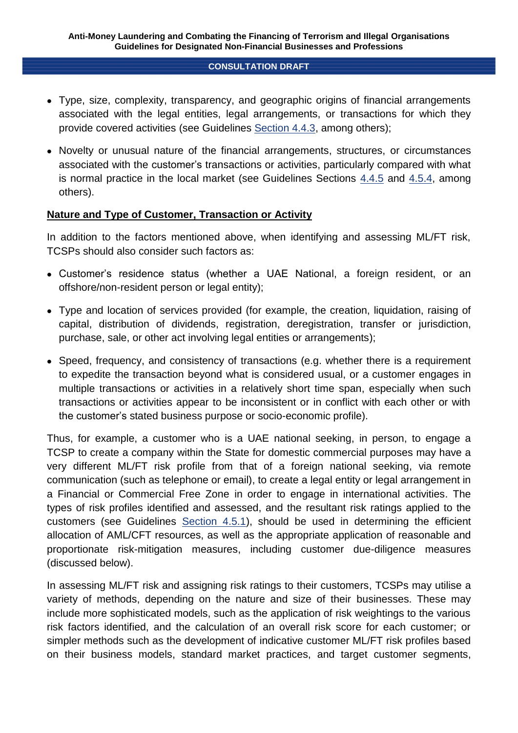- Type, size, complexity, transparency, and geographic origins of financial arrangements associated with the legal entities, legal arrangements, or transactions for which they provide covered activities (see Guidelines Section 4.4.3, among others);
- Novelty or unusual nature of the financial arrangements, structures, or circumstances associated with the customer's transactions or activities, particularly compared with what is normal practice in the local market (see Guidelines Sections 4.4.5 and 4.5.4, among others).

**Nature and Type of Customer, Transaction or Activity**

In addition to the factors mentioned above, when identifying and assessing ML/FT risk, TCSPs should also consider such factors as:

- Customer's residence status (whether a UAE National, a foreign resident, or an offshore/non-resident person or legal entity);
- Type and location of services provided (for example, the creation, liquidation, raising of capital, distribution of dividends, registration, deregistration, transfer or jurisdiction, purchase, sale, or other act involving legal entities or arrangements);
- Speed, frequency, and consistency of transactions (e.g. whether there is a requirement to expedite the transaction beyond what is considered usual, or a customer engages in multiple transactions or activities in a relatively short time span, especially when such transactions or activities appear to be inconsistent or in conflict with each other or with the customer's stated business purpose or socio-economic profile).

Thus, for example, a customer who is a UAE national seeking, in person, to engage a TCSP to create a company within the State for domestic commercial purposes may have a very different ML/FT risk profile from that of a foreign national seeking, via remote communication (such as telephone or email), to create a legal entity or legal arrangement in a Financial or Commercial Free Zone in order to engage in international activities. The types of risk profiles identified and assessed, and the resultant risk ratings applied to the customers (see Guidelines Section 4.5.1), should be used in determining the efficient allocation of AML/CFT resources, as well as the appropriate application of reasonable and proportionate risk-mitigation measures, including customer due-diligence measures (discussed below).

In assessing ML/FT risk and assigning risk ratings to their customers, TCSPs may utilise a variety of methods, depending on the nature and size of their businesses. These may include more sophisticated models, such as the application of risk weightings to the various risk factors identified, and the calculation of an overall risk score for each customer; or simpler methods such as the development of indicative customer ML/FT risk profiles based on their business models, standard market practices, and target customer segments,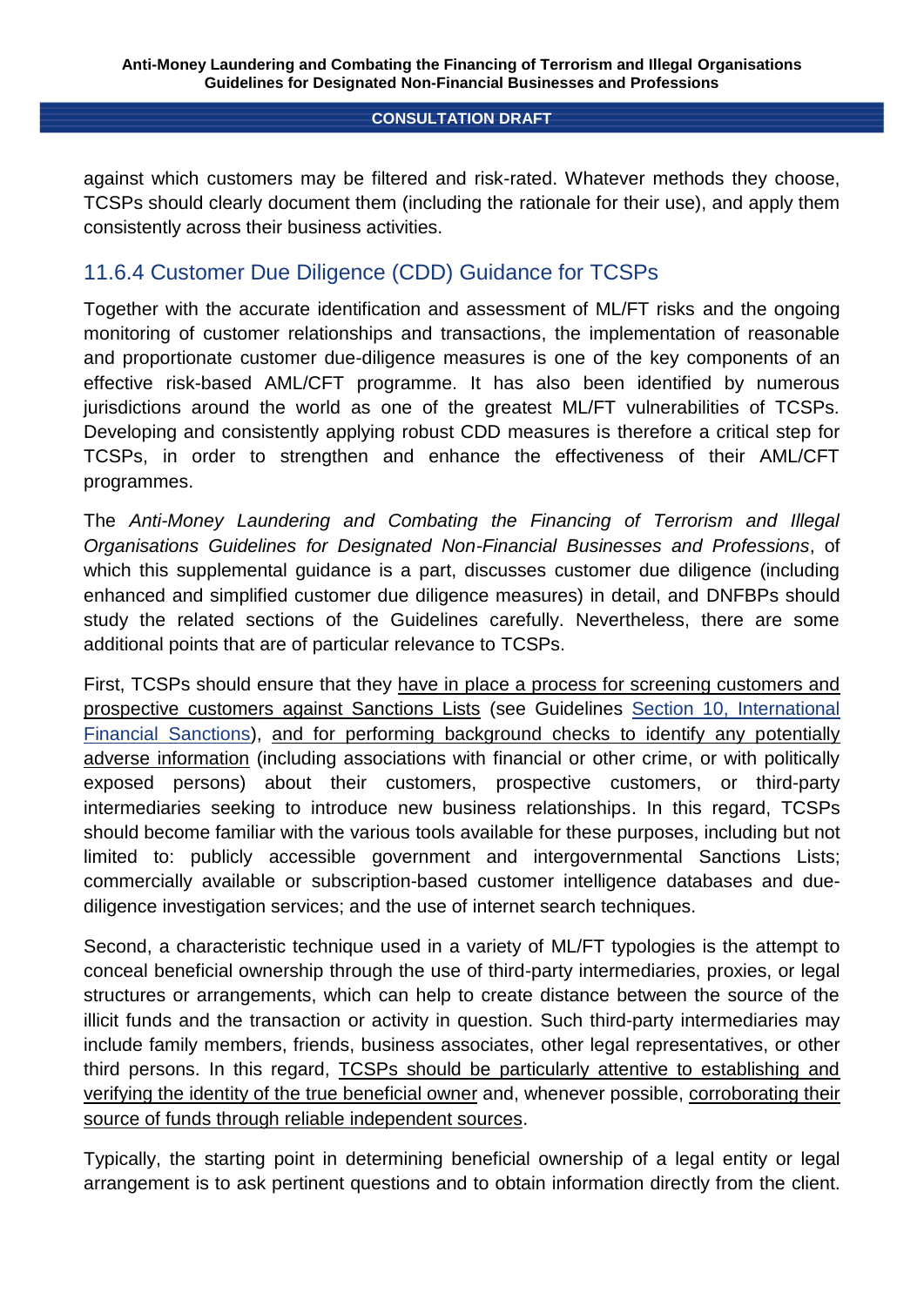against which customers may be filtered and risk-rated. Whatever methods they choose, TCSPs should clearly document them (including the rationale for their use), and apply them consistently across their business activities.

### 11.6.4 Customer Due Diligence (CDD) Guidance for TCSPs

Together with the accurate identification and assessment of ML/FT risks and the ongoing monitoring of customer relationships and transactions, the implementation of reasonable and proportionate customer due-diligence measures is one of the key components of an effective risk-based AML/CFT programme. It has also been identified by numerous jurisdictions around the world as one of the greatest ML/FT vulnerabilities of TCSPs. Developing and consistently applying robust CDD measures is therefore a critical step for TCSPs, in order to strengthen and enhance the effectiveness of their AML/CFT programmes.

The *Anti-Money Laundering and Combating the Financing of Terrorism and Illegal Organisations Guidelines for Designated Non-Financial Businesses and Professions*, of which this supplemental guidance is a part, discusses customer due diligence (including enhanced and simplified customer due diligence measures) in detail, and DNFBPs should study the related sections of the Guidelines carefully. Nevertheless, there are some additional points that are of particular relevance to TCSPs.

First, TCSPs should ensure that they have in place a process for screening customers and prospective customers against Sanctions Lists (see Guidelines Section 10, International Financial Sanctions), and for performing background checks to identify any potentially adverse information (including associations with financial or other crime, or with politically exposed persons) about their customers, prospective customers, or third-party intermediaries seeking to introduce new business relationships. In this regard, TCSPs should become familiar with the various tools available for these purposes, including but not limited to: publicly accessible government and intergovernmental Sanctions Lists; commercially available or subscription-based customer intelligence databases and due-diligence investigation services; and the use of internet search techniques.

Second, a characteristic technique used in a variety of ML/FT typologies is the attempt to conceal beneficial ownership through the use of third-party intermediaries, proxies, or legal structures or arrangements, which can help to create distance between the source of the illicit funds and the transaction or activity in question. Such third-party intermediaries may include family members, friends, business associates, other legal representatives, or other third persons. In this regard, TCSPs should be particularly attentive to establishing and verifying the identity of the true beneficial owner and, whenever possible, corroborating their source of funds through reliable independent sources.

Typically, the starting point in determining beneficial ownership of a legal entity or legal arrangement is to ask pertinent questions and to obtain information directly from the client.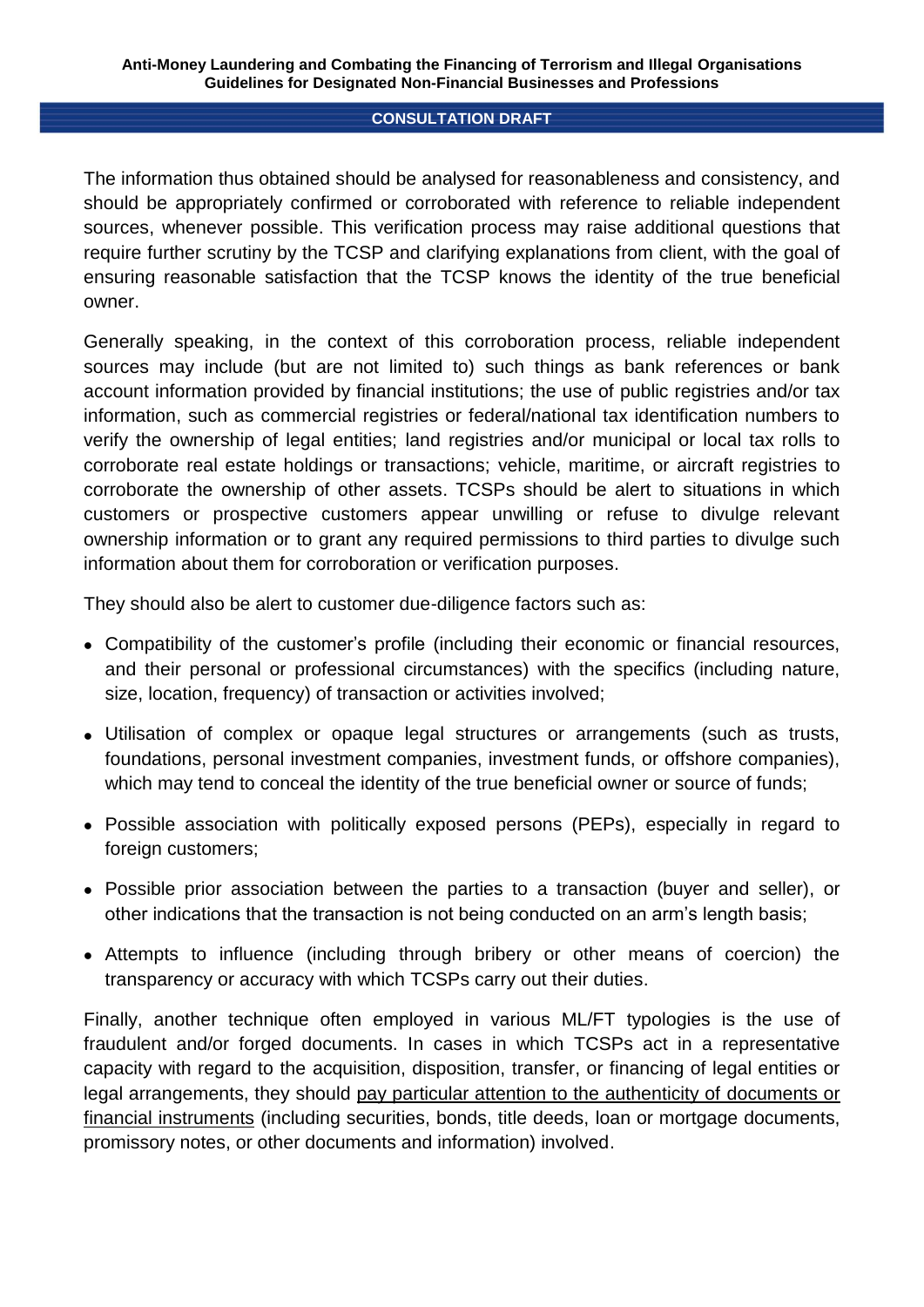The information thus obtained should be analysed for reasonableness and consistency, and should be appropriately confirmed or corroborated with reference to reliable independent sources, whenever possible. This verification process may raise additional questions that require further scrutiny by the TCSP and clarifying explanations from client, with the goal of ensuring reasonable satisfaction that the TCSP knows the identity of the true beneficial owner.

Generally speaking, in the context of this corroboration process, reliable independent sources may include (but are not limited to) such things as bank references or bank account information provided by financial institutions; the use of public registries and/or tax information, such as commercial registries or federal/national tax identification numbers to verify the ownership of legal entities; land registries and/or municipal or local tax rolls to corroborate real estate holdings or transactions; vehicle, maritime, or aircraft registries to corroborate the ownership of other assets. TCSPs should be alert to situations in which customers or prospective customers appear unwilling or refuse to divulge relevant ownership information or to grant any required permissions to third parties to divulge such information about them for corroboration or verification purposes.

They should also be alert to customer due-diligence factors such as:

- Compatibility of the customer's profile (including their economic or financial resources, and their personal or professional circumstances) with the specifics (including nature, size, location, frequency) of transaction or activities involved;
- Utilisation of complex or opaque legal structures or arrangements (such as trusts, foundations, personal investment companies, investment funds, or offshore companies), which may tend to conceal the identity of the true beneficial owner or source of funds;
- Possible association with politically exposed persons (PEPs), especially in regard to foreign customers;
- Possible prior association between the parties to a transaction (buyer and seller), or other indications that the transaction is not being conducted on an arm's length basis;
- Attempts to influence (including through bribery or other means of coercion) the transparency or accuracy with which TCSPs carry out their duties.

Finally, another technique often employed in various ML/FT typologies is the use of fraudulent and/or forged documents. In cases in which TCSPs act in a representative capacity with regard to the acquisition, disposition, transfer, or financing of legal entities or legal arrangements, they should <u>pay particular attention to the authenticity of documents or financial instruments</u> (including securities, bonds, title deeds, loan or mortgage documents, promissory notes, or other documents and information) involved.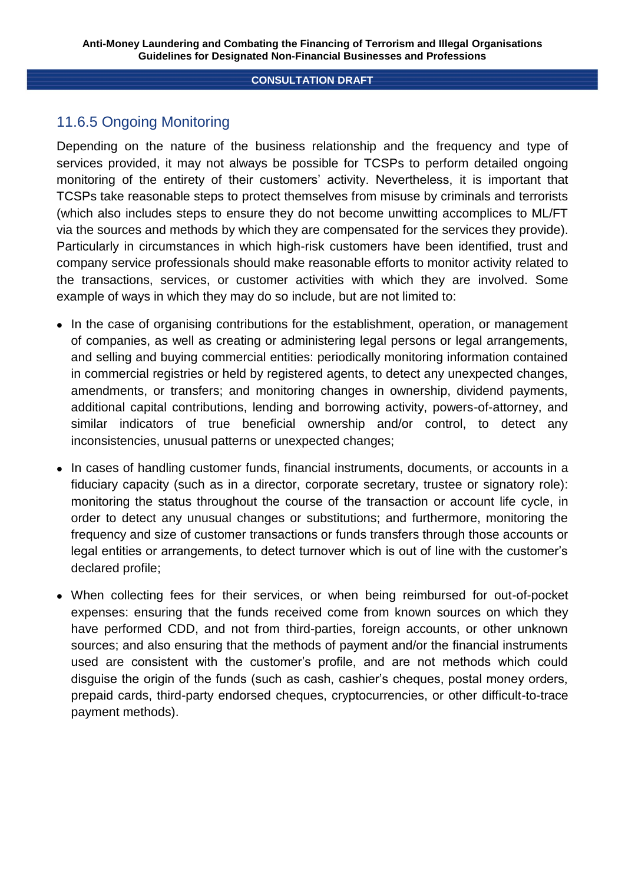### 11.6.5 Ongoing Monitoring

Depending on the nature of the business relationship and the frequency and type of services provided, it may not always be possible for TCSPs to perform detailed ongoing monitoring of the entirety of their customers' activity. Nevertheless, it is important that TCSPs take reasonable steps to protect themselves from misuse by criminals and terrorists (which also includes steps to ensure they do not become unwitting accomplices to ML/FT via the sources and methods by which they are compensated for the services they provide). Particularly in circumstances in which high-risk customers have been identified, trust and company service professionals should make reasonable efforts to monitor activity related to the transactions, services, or customer activities with which they are involved. Some example of ways in which they may do so include, but are not limited to:

- In the case of organising contributions for the establishment, operation, or management of companies, as well as creating or administering legal persons or legal arrangements, and selling and buying commercial entities: periodically monitoring information contained in commercial registries or held by registered agents, to detect any unexpected changes, amendments, or transfers; and monitoring changes in ownership, dividend payments, additional capital contributions, lending and borrowing activity, powers-of-attorney, and similar indicators of true beneficial ownership and/or control, to detect any inconsistencies, unusual patterns or unexpected changes;
- In cases of handling customer funds, financial instruments, documents, or accounts in a fiduciary capacity (such as in a director, corporate secretary, trustee or signatory role): monitoring the status throughout the course of the transaction or account life cycle, in order to detect any unusual changes or substitutions; and furthermore, monitoring the frequency and size of customer transactions or funds transfers through those accounts or legal entities or arrangements, to detect turnover which is out of line with the customer's declared profile;
- When collecting fees for their services, or when being reimbursed for out-of-pocket expenses: ensuring that the funds received come from known sources on which they have performed CDD, and not from third-parties, foreign accounts, or other unknown sources; and also ensuring that the methods of payment and/or the financial instruments used are consistent with the customer's profile, and are not methods which could disguise the origin of the funds (such as cash, cashier's cheques, postal money orders, prepaid cards, third-party endorsed cheques, cryptocurrencies, or other difficult-to-trace payment methods).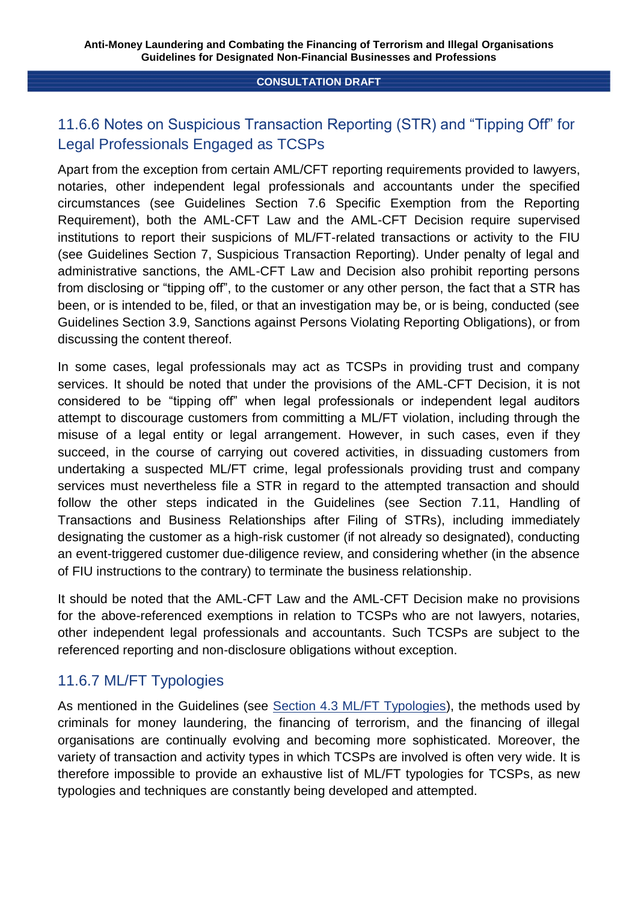### 11.6.6 Notes on Suspicious Transaction Reporting (STR) and "Tipping Off" for Legal Professionals Engaged as TCSPs

Apart from the exception from certain AML/CFT reporting requirements provided to lawyers, notaries, other independent legal professionals and accountants under the specified circumstances (see Guidelines Section 7.6 Specific Exemption from the Reporting Requirement), both the AML-CFT Law and the AML-CFT Decision require supervised institutions to report their suspicions of ML/FT-related transactions or activity to the FIU (see Guidelines Section 7, Suspicious Transaction Reporting). Under penalty of legal and administrative sanctions, the AML-CFT Law and Decision also prohibit reporting persons from disclosing or "tipping off", to the customer or any other person, the fact that a STR has been, or is intended to be, filed, or that an investigation may be, or is being, conducted (see Guidelines Section 3.9, Sanctions against Persons Violating Reporting Obligations), or from discussing the content thereof.

In some cases, legal professionals may act as TCSPs in providing trust and company services. It should be noted that under the provisions of the AML-CFT Decision, it is not considered to be "tipping off" when legal professionals or independent legal auditors attempt to discourage customers from committing a ML/FT violation, including through the misuse of a legal entity or legal arrangement. However, in such cases, even if they succeed, in the course of carrying out covered activities, in dissuading customers from undertaking a suspected ML/FT crime, legal professionals providing trust and company services must nevertheless file a STR in regard to the attempted transaction and should follow the other steps indicated in the Guidelines (see Section 7.11, Handling of Transactions and Business Relationships after Filing of STRs), including immediately designating the customer as a high-risk customer (if not already so designated), conducting an event-triggered customer due-diligence review, and considering whether (in the absence of FIU instructions to the contrary) to terminate the business relationship.

It should be noted that the AML-CFT Law and the AML-CFT Decision make no provisions for the above-referenced exemptions in relation to TCSPs who are not lawyers, notaries, other independent legal professionals and accountants. Such TCSPs are subject to the referenced reporting and non-disclosure obligations without exception.

### 11.6.7 ML/FT Typologies

As mentioned in the Guidelines (see Section 4.3 ML/FT Typologies), the methods used by criminals for money laundering, the financing of terrorism, and the financing of illegal organisations are continually evolving and becoming more sophisticated. Moreover, the variety of transaction and activity types in which TCSPs are involved is often very wide. It is therefore impossible to provide an exhaustive list of ML/FT typologies for TCSPs, as new typologies and techniques are constantly being developed and attempted.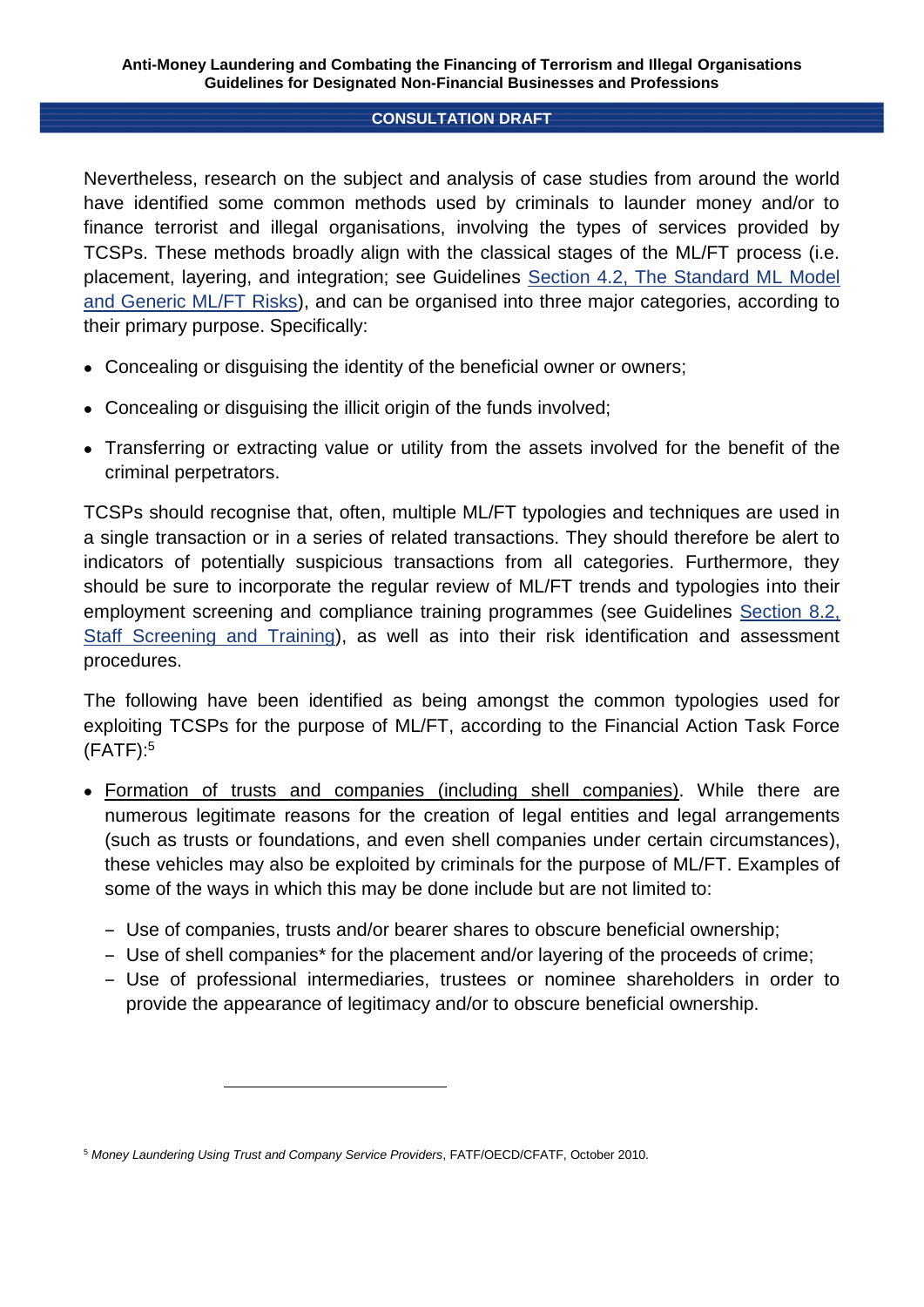Nevertheless, research on the subject and analysis of case studies from around the world have identified some common methods used by criminals to launder money and/or to finance terrorist and illegal organisations, involving the types of services provided by TCSPs. These methods broadly align with the classical stages of the ML/FT process (i.e. placement, layering, and integration; see Guidelines Section 4.2, The Standard ML Model and Generic ML/FT Risks), and can be organised into three major categories, according to their primary purpose. Specifically:

- Concealing or disguising the identity of the beneficial owner or owners;
- Concealing or disguising the illicit origin of the funds involved;
- Transferring or extracting value or utility from the assets involved for the benefit of the criminal perpetrators.

TCSPs should recognise that, often, multiple ML/FT typologies and techniques are used in a single transaction or in a series of related transactions. They should therefore be alert to indicators of potentially suspicious transactions from all categories. Furthermore, they should be sure to incorporate the regular review of ML/FT trends and typologies into their employment screening and compliance training programmes (see Guidelines Section 8.2, Staff Screening and Training), as well as into their risk identification and assessment procedures.

The following have been identified as being amongst the common typologies used for exploiting TCSPs for the purpose of ML/FT, according to the Financial Action Task Force (FATF):[5]

- Formation of trusts and companies (including shell companies). While there are numerous legitimate reasons for the creation of legal entities and legal arrangements (such as trusts or foundations, and even shell companies under certain circumstances), these vehicles may also be exploited by criminals for the purpose of ML/FT. Examples of some of the ways in which this may be done include but are not limited to:
  - Use of companies, trusts and/or bearer shares to obscure beneficial ownership;
  - Use of shell companies* for the placement and/or layering of the proceeds of crime;
  - Use of professional intermediaries, trustees or nominee shareholders in order to provide the appearance of legitimacy and/or to obscure beneficial ownership.

[5] *Money Laundering Using Trust and Company Service Providers*, FATF/OECD/CFATF, October 2010.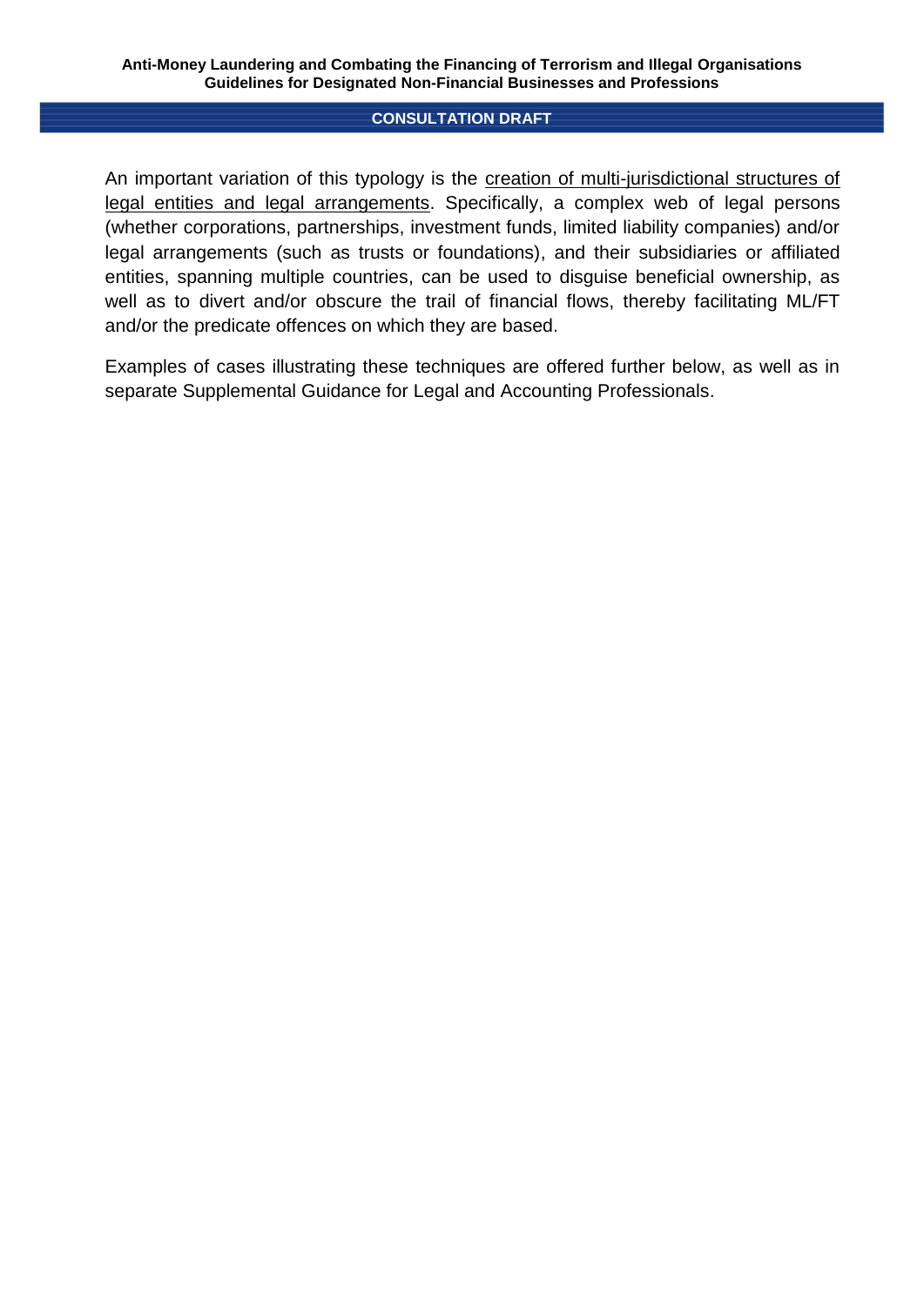An important variation of this typology is the <u>creation of multi-jurisdictional structures of legal entities and legal arrangements</u>. Specifically, a complex web of legal persons (whether corporations, partnerships, investment funds, limited liability companies) and/or legal arrangements (such as trusts or foundations), and their subsidiaries or affiliated entities, spanning multiple countries, can be used to disguise beneficial ownership, as well as to divert and/or obscure the trail of financial flows, thereby facilitating ML/FT and/or the predicate offences on which they are based.

Examples of cases illustrating these techniques are offered further below, as well as in separate Supplemental Guidance for Legal and Accounting Professionals.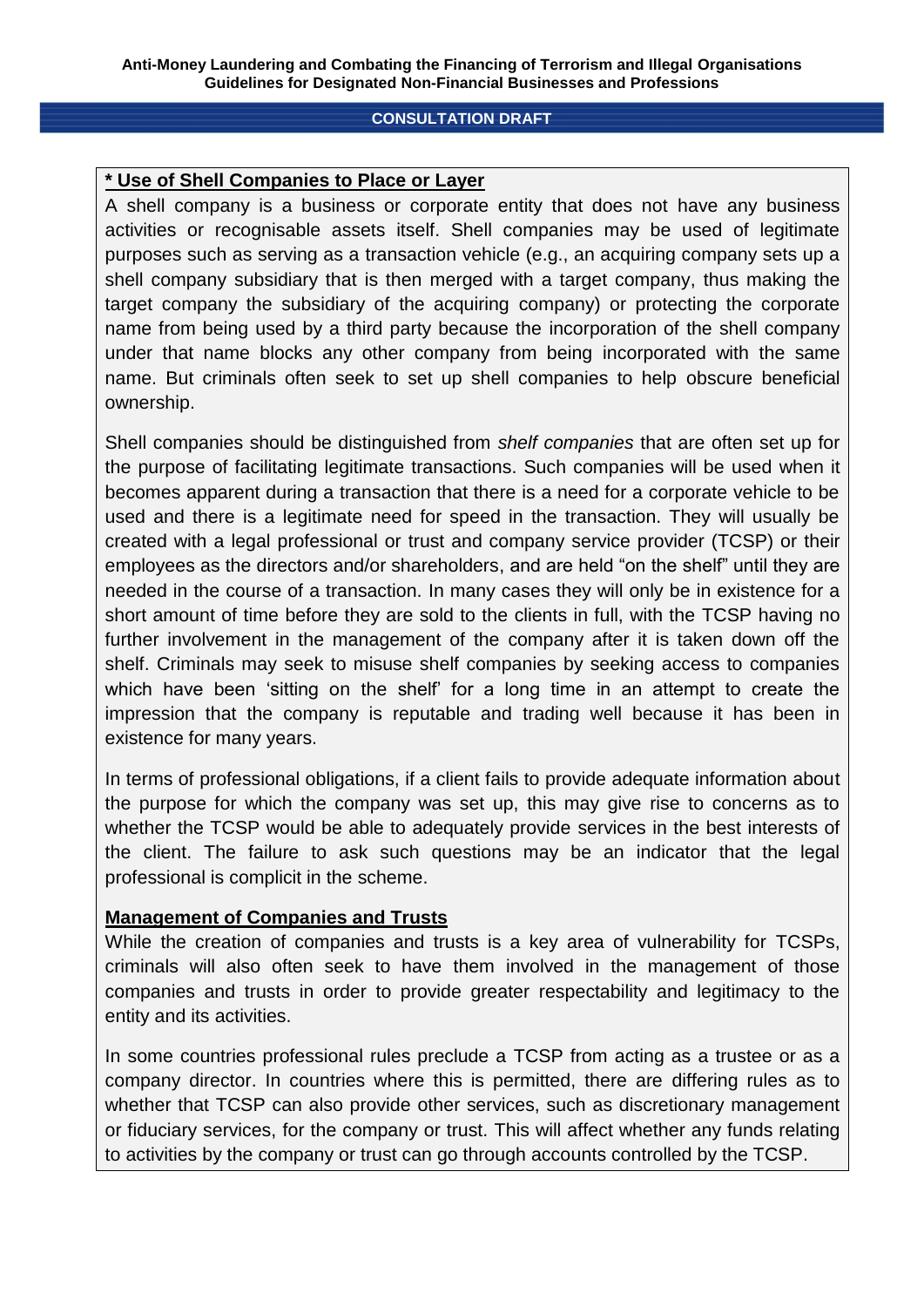**\* Use of Shell Companies to Place or Layer**

A shell company is a business or corporate entity that does not have any business activities or recognisable assets itself. Shell companies may be used of legitimate purposes such as serving as a transaction vehicle (e.g., an acquiring company sets up a shell company subsidiary that is then merged with a target company, thus making the target company the subsidiary of the acquiring company) or protecting the corporate name from being used by a third party because the incorporation of the shell company under that name blocks any other company from being incorporated with the same name. But criminals often seek to set up shell companies to help obscure beneficial ownership.

Shell companies should be distinguished from *shelf companies* that are often set up for the purpose of facilitating legitimate transactions. Such companies will be used when it becomes apparent during a transaction that there is a need for a corporate vehicle to be used and there is a legitimate need for speed in the transaction. They will usually be created with a legal professional or trust and company service provider (TCSP) or their employees as the directors and/or shareholders, and are held "on the shelf" until they are needed in the course of a transaction. In many cases they will only be in existence for a short amount of time before they are sold to the clients in full, with the TCSP having no further involvement in the management of the company after it is taken down off the shelf. Criminals may seek to misuse shelf companies by seeking access to companies which have been 'sitting on the shelf' for a long time in an attempt to create the impression that the company is reputable and trading well because it has been in existence for many years.

In terms of professional obligations, if a client fails to provide adequate information about the purpose for which the company was set up, this may give rise to concerns as to whether the TCSP would be able to adequately provide services in the best interests of the client. The failure to ask such questions may be an indicator that the legal professional is complicit in the scheme.

**Management of Companies and Trusts**

While the creation of companies and trusts is a key area of vulnerability for TCSPs, criminals will also often seek to have them involved in the management of those companies and trusts in order to provide greater respectability and legitimacy to the entity and its activities.

In some countries professional rules preclude a TCSP from acting as a trustee or as a company director. In countries where this is permitted, there are differing rules as to whether that TCSP can also provide other services, such as discretionary management or fiduciary services, for the company or trust. This will affect whether any funds relating to activities by the company or trust can go through accounts controlled by the TCSP.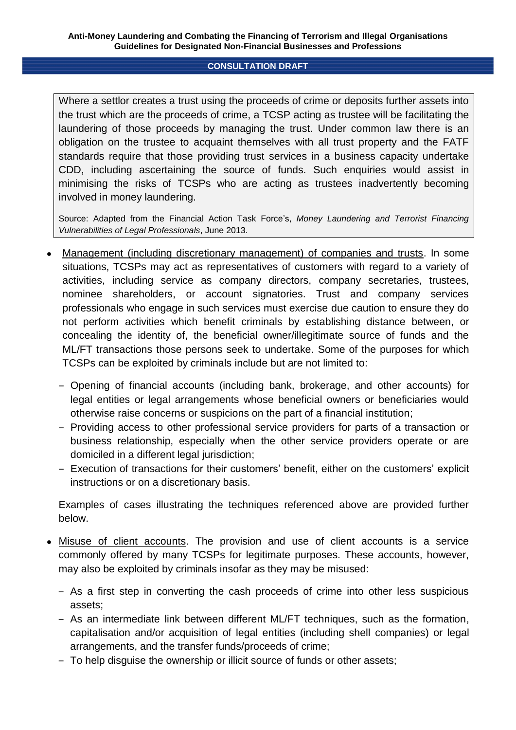> Where a settlor creates a trust using the proceeds of crime or deposits further assets into the trust which are the proceeds of crime, a TCSP acting as trustee will be facilitating the laundering of those proceeds by managing the trust. Under common law there is an obligation on the trustee to acquaint themselves with all trust property and the FATF standards require that those providing trust services in a business capacity undertake CDD, including ascertaining the source of funds. Such enquiries would assist in minimising the risks of TCSPs who are acting as trustees inadvertently becoming involved in money laundering.
>
> Source: Adapted from the Financial Action Task Force's, *Money Laundering and Terrorist Financing Vulnerabilities of Legal Professionals*, June 2013.

- Management (including discretionary management) of companies and trusts. In some situations, TCSPs may act as representatives of customers with regard to a variety of activities, including service as company directors, company secretaries, trustees, nominee shareholders, or account signatories. Trust and company services professionals who engage in such services must exercise due caution to ensure they do not perform activities which benefit criminals by establishing distance between, or concealing the identity of, the beneficial owner/illegitimate source of funds and the ML/FT transactions those persons seek to undertake. Some of the purposes for which TCSPs can be exploited by criminals include but are not limited to:

  - Opening of financial accounts (including bank, brokerage, and other accounts) for legal entities or legal arrangements whose beneficial owners or beneficiaries would otherwise raise concerns or suspicions on the part of a financial institution;
  - Providing access to other professional service providers for parts of a transaction or business relationship, especially when the other service providers operate or are domiciled in a different legal jurisdiction;
  - Execution of transactions for their customers' benefit, either on the customers' explicit instructions or on a discretionary basis.

  Examples of cases illustrating the techniques referenced above are provided further below.

- Misuse of client accounts. The provision and use of client accounts is a service commonly offered by many TCSPs for legitimate purposes. These accounts, however, may also be exploited by criminals insofar as they may be misused:

  - As a first step in converting the cash proceeds of crime into other less suspicious assets;
  - As an intermediate link between different ML/FT techniques, such as the formation, capitalisation and/or acquisition of legal entities (including shell companies) or legal arrangements, and the transfer funds/proceeds of crime;
  - To help disguise the ownership or illicit source of funds or other assets;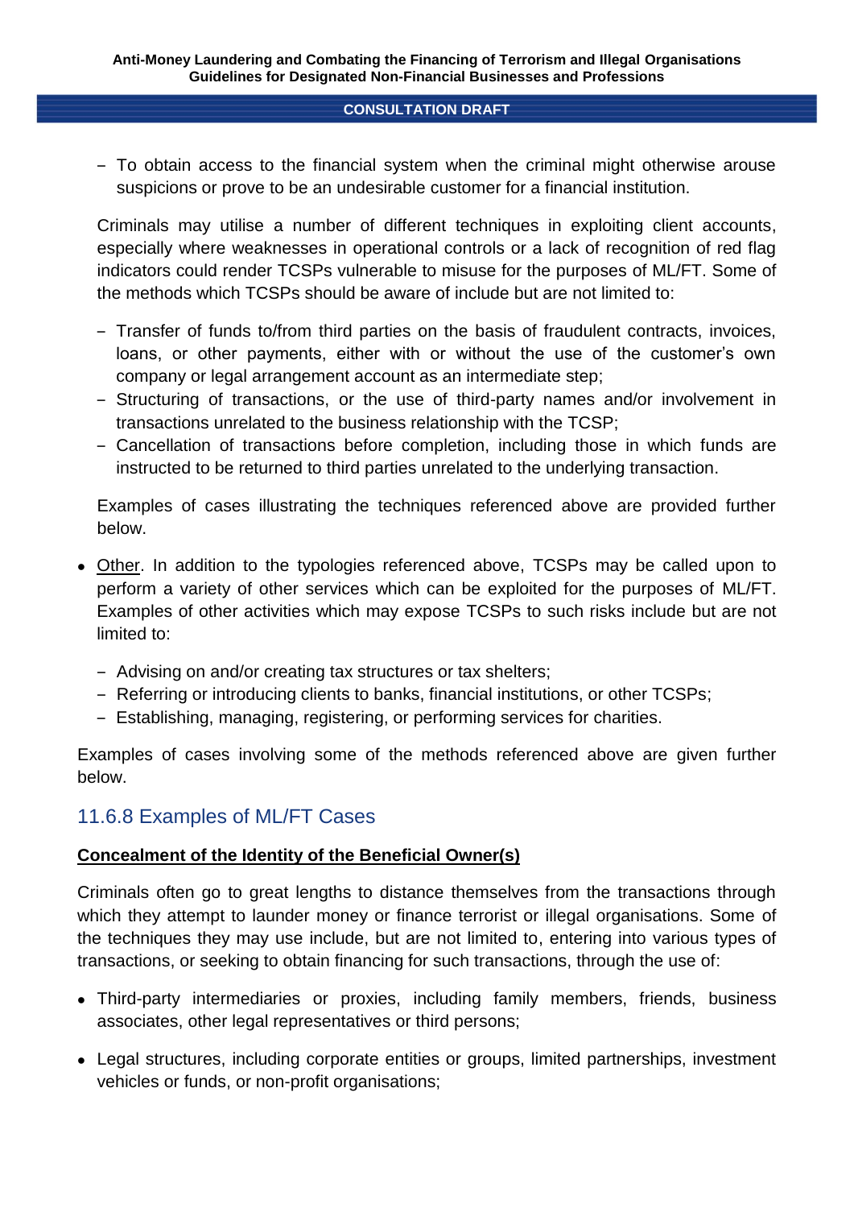- To obtain access to the financial system when the criminal might otherwise arouse suspicions or prove to be an undesirable customer for a financial institution.

  Criminals may utilise a number of different techniques in exploiting client accounts, especially where weaknesses in operational controls or a lack of recognition of red flag indicators could render TCSPs vulnerable to misuse for the purposes of ML/FT. Some of the methods which TCSPs should be aware of include but are not limited to:

   - Transfer of funds to/from third parties on the basis of fraudulent contracts, invoices, loans, or other payments, either with or without the use of the customer's own company or legal arrangement account as an intermediate step;
   - Structuring of transactions, or the use of third-party names and/or involvement in transactions unrelated to the business relationship with the TCSP;
   - Cancellation of transactions before completion, including those in which funds are instructed to be returned to third parties unrelated to the underlying transaction.

  Examples of cases illustrating the techniques referenced above are provided further below.

- <u>Other</u>. In addition to the typologies referenced above, TCSPs may be called upon to perform a variety of other services which can be exploited for the purposes of ML/FT. Examples of other activities which may expose TCSPs to such risks include but are not limited to:

   - Advising on and/or creating tax structures or tax shelters;
   - Referring or introducing clients to banks, financial institutions, or other TCSPs;
   - Establishing, managing, registering, or performing services for charities.

Examples of cases involving some of the methods referenced above are given further below.

## 11.6.8 Examples of ML/FT Cases

**<u>Concealment of the Identity of the Beneficial Owner(s)</u>**

Criminals often go to great lengths to distance themselves from the transactions through which they attempt to launder money or finance terrorist or illegal organisations. Some of the techniques they may use include, but are not limited to, entering into various types of transactions, or seeking to obtain financing for such transactions, through the use of:

- Third-party intermediaries or proxies, including family members, friends, business associates, other legal representatives or third persons;
- Legal structures, including corporate entities or groups, limited partnerships, investment vehicles or funds, or non-profit organisations;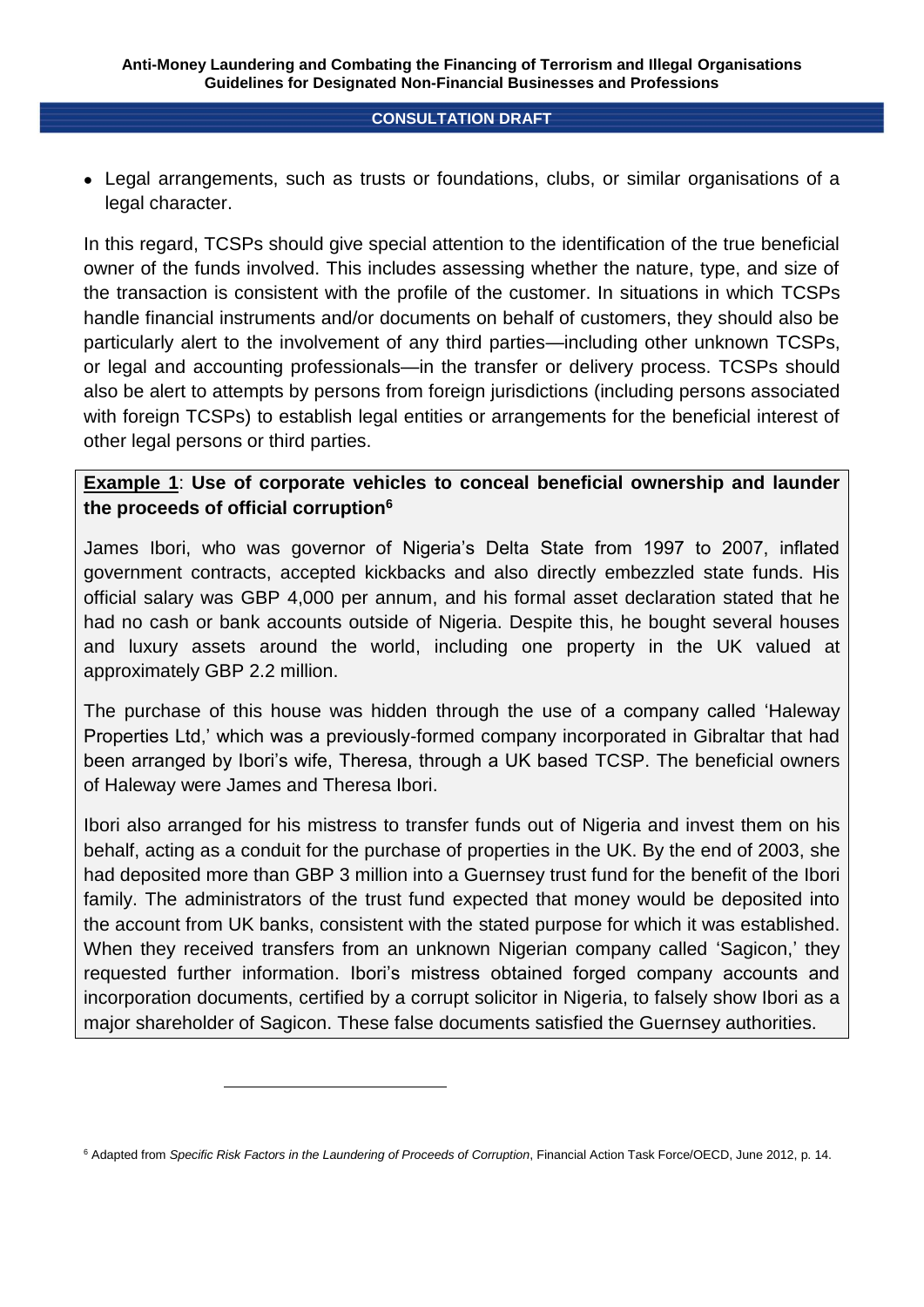- Legal arrangements, such as trusts or foundations, clubs, or similar organisations of a legal character.

In this regard, TCSPs should give special attention to the identification of the true beneficial owner of the funds involved. This includes assessing whether the nature, type, and size of the transaction is consistent with the profile of the customer. In situations in which TCSPs handle financial instruments and/or documents on behalf of customers, they should also be particularly alert to the involvement of any third parties—including other unknown TCSPs, or legal and accounting professionals—in the transfer or delivery process. TCSPs should also be alert to attempts by persons from foreign jurisdictions (including persons associated with foreign TCSPs) to establish legal entities or arrangements for the beneficial interest of other legal persons or third parties.

**Example 1**: **Use of corporate vehicles to conceal beneficial ownership and launder the proceeds of official corruption**[6]

James Ibori, who was governor of Nigeria's Delta State from 1997 to 2007, inflated government contracts, accepted kickbacks and also directly embezzled state funds. His official salary was GBP 4,000 per annum, and his formal asset declaration stated that he had no cash or bank accounts outside of Nigeria. Despite this, he bought several houses and luxury assets around the world, including one property in the UK valued at approximately GBP 2.2 million.

The purchase of this house was hidden through the use of a company called 'Haleway Properties Ltd,' which was a previously-formed company incorporated in Gibraltar that had been arranged by Ibori's wife, Theresa, through a UK based TCSP. The beneficial owners of Haleway were James and Theresa Ibori.

Ibori also arranged for his mistress to transfer funds out of Nigeria and invest them on his behalf, acting as a conduit for the purchase of properties in the UK. By the end of 2003, she had deposited more than GBP 3 million into a Guernsey trust fund for the benefit of the Ibori family. The administrators of the trust fund expected that money would be deposited into the account from UK banks, consistent with the stated purpose for which it was established. When they received transfers from an unknown Nigerian company called 'Sagicon,' they requested further information. Ibori's mistress obtained forged company accounts and incorporation documents, certified by a corrupt solicitor in Nigeria, to falsely show Ibori as a major shareholder of Sagicon. These false documents satisfied the Guernsey authorities.

---

[6] Adapted from *Specific Risk Factors in the Laundering of Proceeds of Corruption*, Financial Action Task Force/OECD, June 2012, p. 14.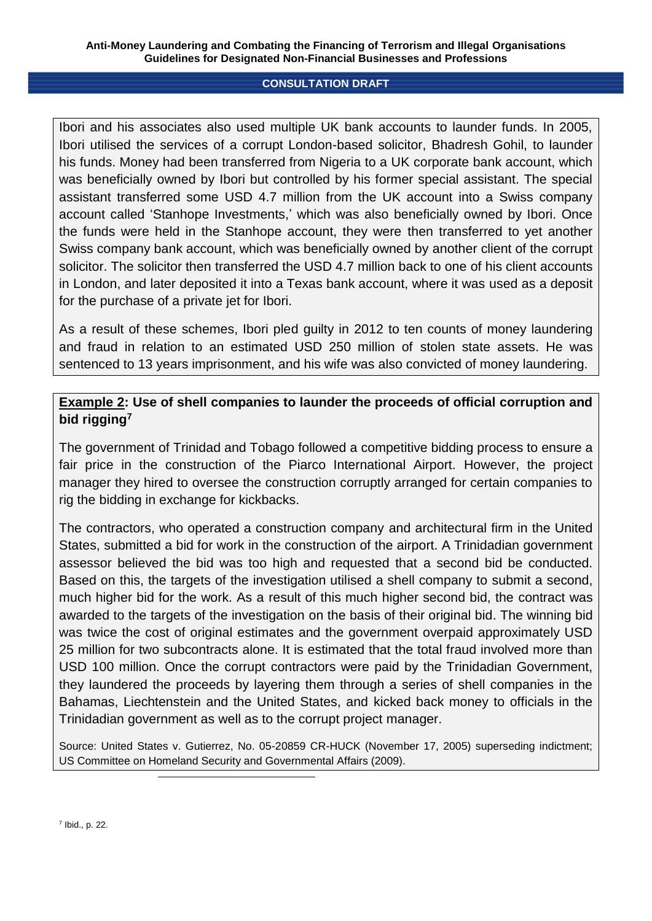Ibori and his associates also used multiple UK bank accounts to launder funds. In 2005, Ibori utilised the services of a corrupt London-based solicitor, Bhadresh Gohil, to launder his funds. Money had been transferred from Nigeria to a UK corporate bank account, which was beneficially owned by Ibori but controlled by his former special assistant. The special assistant transferred some USD 4.7 million from the UK account into a Swiss company account called 'Stanhope Investments,' which was also beneficially owned by Ibori. Once the funds were held in the Stanhope account, they were then transferred to yet another Swiss company bank account, which was beneficially owned by another client of the corrupt solicitor. The solicitor then transferred the USD 4.7 million back to one of his client accounts in London, and later deposited it into a Texas bank account, where it was used as a deposit for the purchase of a private jet for Ibori.

As a result of these schemes, Ibori pled guilty in 2012 to ten counts of money laundering and fraud in relation to an estimated USD 250 million of stolen state assets. He was sentenced to 13 years imprisonment, and his wife was also convicted of money laundering.

**Example 2: Use of shell companies to launder the proceeds of official corruption and bid rigging**[7]

The government of Trinidad and Tobago followed a competitive bidding process to ensure a fair price in the construction of the Piarco International Airport. However, the project manager they hired to oversee the construction corruptly arranged for certain companies to rig the bidding in exchange for kickbacks.

The contractors, who operated a construction company and architectural firm in the United States, submitted a bid for work in the construction of the airport. A Trinidadian government assessor believed the bid was too high and requested that a second bid be conducted. Based on this, the targets of the investigation utilised a shell company to submit a second, much higher bid for the work. As a result of this much higher second bid, the contract was awarded to the targets of the investigation on the basis of their original bid. The winning bid was twice the cost of original estimates and the government overpaid approximately USD 25 million for two subcontracts alone. It is estimated that the total fraud involved more than USD 100 million. Once the corrupt contractors were paid by the Trinidadian Government, they laundered the proceeds by layering them through a series of shell companies in the Bahamas, Liechtenstein and the United States, and kicked back money to officials in the Trinidadian government as well as to the corrupt project manager.

Source: United States v. Gutierrez, No. 05-20859 CR-HUCK (November 17, 2005) superseding indictment; US Committee on Homeland Security and Governmental Affairs (2009).

[7] Ibid., p. 22.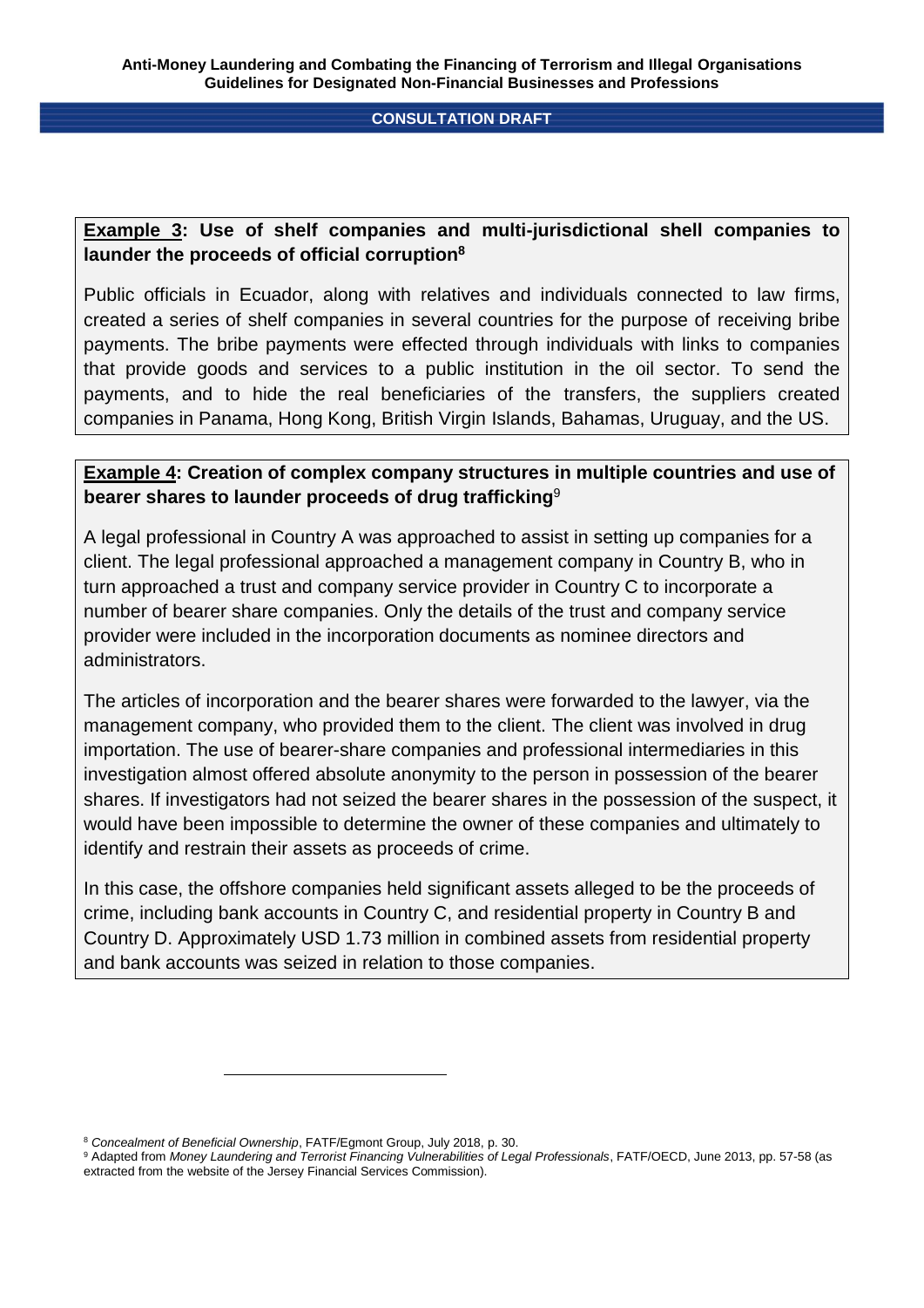**Example 3: Use of shelf companies and multi-jurisdictional shell companies to launder the proceeds of official corruption**[8]

Public officials in Ecuador, along with relatives and individuals connected to law firms, created a series of shelf companies in several countries for the purpose of receiving bribe payments. The bribe payments were effected through individuals with links to companies that provide goods and services to a public institution in the oil sector. To send the payments, and to hide the real beneficiaries of the transfers, the suppliers created companies in Panama, Hong Kong, British Virgin Islands, Bahamas, Uruguay, and the US.

**Example 4: Creation of complex company structures in multiple countries and use of bearer shares to launder proceeds of drug trafficking**[9]

A legal professional in Country A was approached to assist in setting up companies for a client. The legal professional approached a management company in Country B, who in turn approached a trust and company service provider in Country C to incorporate a number of bearer share companies. Only the details of the trust and company service provider were included in the incorporation documents as nominee directors and administrators.

The articles of incorporation and the bearer shares were forwarded to the lawyer, via the management company, who provided them to the client. The client was involved in drug importation. The use of bearer-share companies and professional intermediaries in this investigation almost offered absolute anonymity to the person in possession of the bearer shares. If investigators had not seized the bearer shares in the possession of the suspect, it would have been impossible to determine the owner of these companies and ultimately to identify and restrain their assets as proceeds of crime.

In this case, the offshore companies held significant assets alleged to be the proceeds of crime, including bank accounts in Country C, and residential property in Country B and Country D. Approximately USD 1.73 million in combined assets from residential property and bank accounts was seized in relation to those companies.

---

[8] *Concealment of Beneficial Ownership*, FATF/Egmont Group, July 2018, p. 30.

[9] Adapted from *Money Laundering and Terrorist Financing Vulnerabilities of Legal Professionals*, FATF/OECD, June 2013, pp. 57-58 (as extracted from the website of the Jersey Financial Services Commission).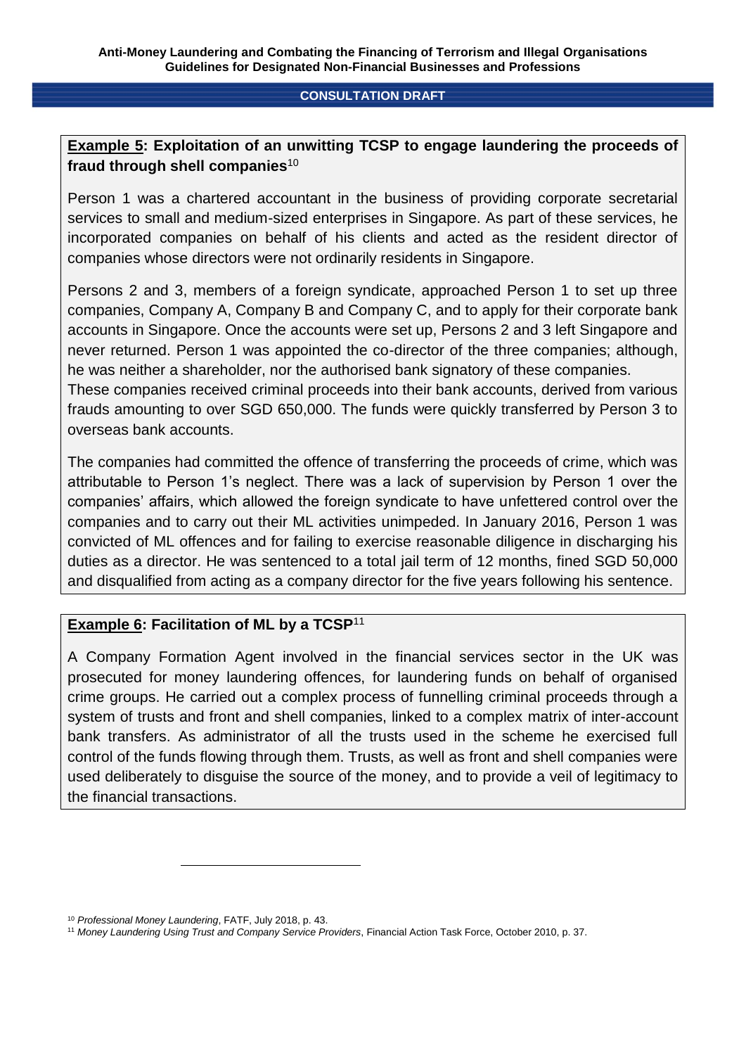**Example 5: Exploitation of an unwitting TCSP to engage laundering the proceeds of fraud through shell companies**[10]

Person 1 was a chartered accountant in the business of providing corporate secretarial services to small and medium-sized enterprises in Singapore. As part of these services, he incorporated companies on behalf of his clients and acted as the resident director of companies whose directors were not ordinarily residents in Singapore.

Persons 2 and 3, members of a foreign syndicate, approached Person 1 to set up three companies, Company A, Company B and Company C, and to apply for their corporate bank accounts in Singapore. Once the accounts were set up, Persons 2 and 3 left Singapore and never returned. Person 1 was appointed the co-director of the three companies; although, he was neither a shareholder, nor the authorised bank signatory of these companies.
These companies received criminal proceeds into their bank accounts, derived from various frauds amounting to over SGD 650,000. The funds were quickly transferred by Person 3 to overseas bank accounts.

The companies had committed the offence of transferring the proceeds of crime, which was attributable to Person 1's neglect. There was a lack of supervision by Person 1 over the companies' affairs, which allowed the foreign syndicate to have unfettered control over the companies and to carry out their ML activities unimpeded. In January 2016, Person 1 was convicted of ML offences and for failing to exercise reasonable diligence in discharging his duties as a director. He was sentenced to a total jail term of 12 months, fined SGD 50,000 and disqualified from acting as a company director for the five years following his sentence.

**Example 6: Facilitation of ML by a TCSP**[11]

A Company Formation Agent involved in the financial services sector in the UK was prosecuted for money laundering offences, for laundering funds on behalf of organised crime groups. He carried out a complex process of funnelling criminal proceeds through a system of trusts and front and shell companies, linked to a complex matrix of inter-account bank transfers. As administrator of all the trusts used in the scheme he exercised full control of the funds flowing through them. Trusts, as well as front and shell companies were used deliberately to disguise the source of the money, and to provide a veil of legitimacy to the financial transactions.

---

[10] *Professional Money Laundering*, FATF, July 2018, p. 43.

[11] *Money Laundering Using Trust and Company Service Providers*, Financial Action Task Force, October 2010, p. 37.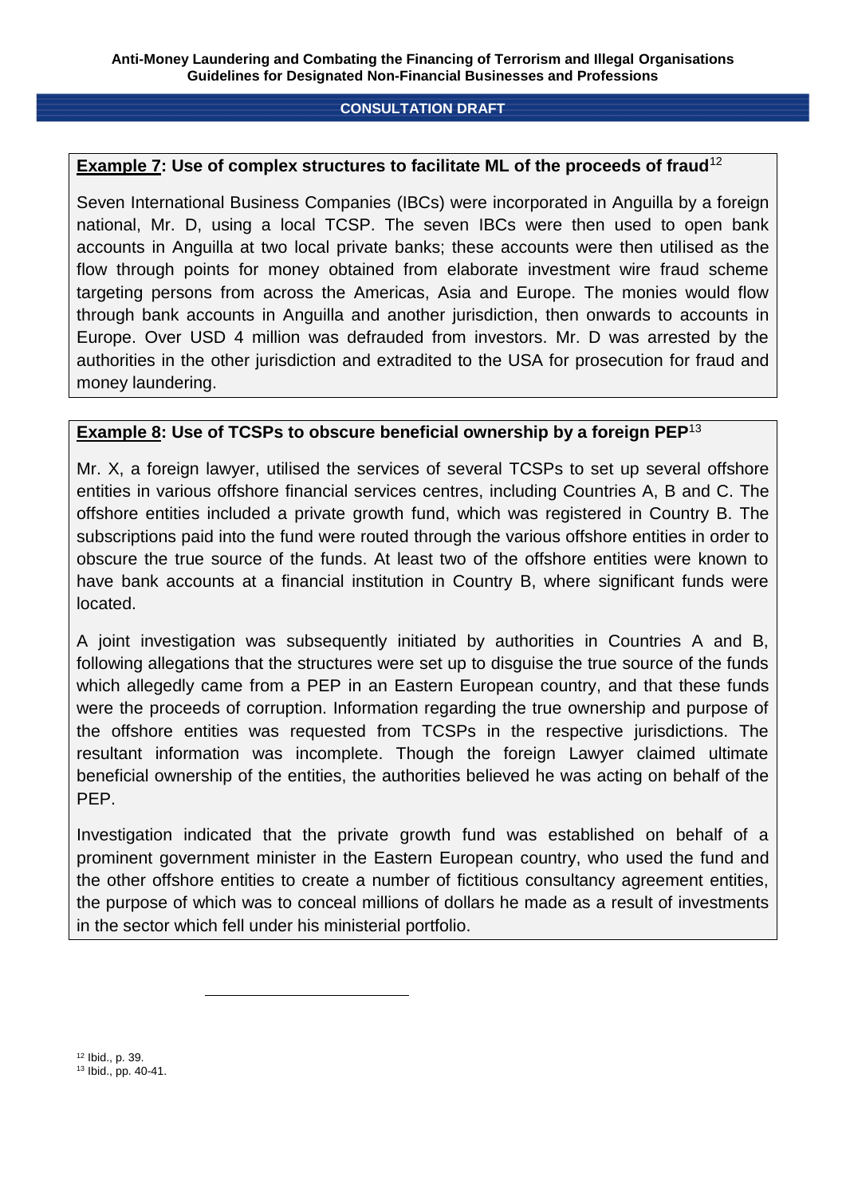**<u>Example 7</u>: Use of complex structures to facilitate ML of the proceeds of fraud**[12]

Seven International Business Companies (IBCs) were incorporated in Anguilla by a foreign national, Mr. D, using a local TCSP. The seven IBCs were then used to open bank accounts in Anguilla at two local private banks; these accounts were then utilised as the flow through points for money obtained from elaborate investment wire fraud scheme targeting persons from across the Americas, Asia and Europe. The monies would flow through bank accounts in Anguilla and another jurisdiction, then onwards to accounts in Europe. Over USD 4 million was defrauded from investors. Mr. D was arrested by the authorities in the other jurisdiction and extradited to the USA for prosecution for fraud and money laundering.

**<u>Example 8</u>: Use of TCSPs to obscure beneficial ownership by a foreign PEP**[13]

Mr. X, a foreign lawyer, utilised the services of several TCSPs to set up several offshore entities in various offshore financial services centres, including Countries A, B and C. The offshore entities included a private growth fund, which was registered in Country B. The subscriptions paid into the fund were routed through the various offshore entities in order to obscure the true source of the funds. At least two of the offshore entities were known to have bank accounts at a financial institution in Country B, where significant funds were located.

A joint investigation was subsequently initiated by authorities in Countries A and B, following allegations that the structures were set up to disguise the true source of the funds which allegedly came from a PEP in an Eastern European country, and that these funds were the proceeds of corruption. Information regarding the true ownership and purpose of the offshore entities was requested from TCSPs in the respective jurisdictions. The resultant information was incomplete. Though the foreign Lawyer claimed ultimate beneficial ownership of the entities, the authorities believed he was acting on behalf of the PEP.

Investigation indicated that the private growth fund was established on behalf of a prominent government minister in the Eastern European country, who used the fund and the other offshore entities to create a number of fictitious consultancy agreement entities, the purpose of which was to conceal millions of dollars he made as a result of investments in the sector which fell under his ministerial portfolio.

---

[12] Ibid., p. 39.
[13] Ibid., pp. 40-41.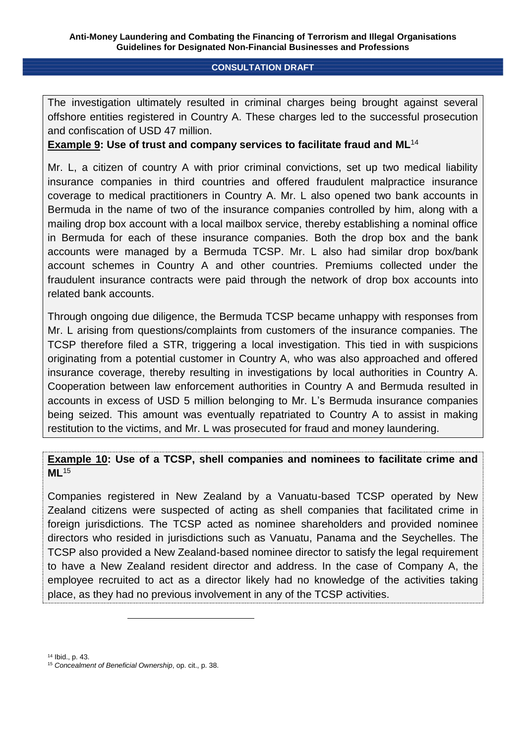The investigation ultimately resulted in criminal charges being brought against several offshore entities registered in Country A. These charges led to the successful prosecution and confiscation of USD 47 million.

**Example 9: Use of trust and company services to facilitate fraud and ML**[14]

Mr. L, a citizen of country A with prior criminal convictions, set up two medical liability insurance companies in third countries and offered fraudulent malpractice insurance coverage to medical practitioners in Country A. Mr. L also opened two bank accounts in Bermuda in the name of two of the insurance companies controlled by him, along with a mailing drop box account with a local mailbox service, thereby establishing a nominal office in Bermuda for each of these insurance companies. Both the drop box and the bank accounts were managed by a Bermuda TCSP. Mr. L also had similar drop box/bank account schemes in Country A and other countries. Premiums collected under the fraudulent insurance contracts were paid through the network of drop box accounts into related bank accounts.

Through ongoing due diligence, the Bermuda TCSP became unhappy with responses from Mr. L arising from questions/complaints from customers of the insurance companies. The TCSP therefore filed a STR, triggering a local investigation. This tied in with suspicions originating from a potential customer in Country A, who was also approached and offered insurance coverage, thereby resulting in investigations by local authorities in Country A. Cooperation between law enforcement authorities in Country A and Bermuda resulted in accounts in excess of USD 5 million belonging to Mr. L's Bermuda insurance companies being seized. This amount was eventually repatriated to Country A to assist in making restitution to the victims, and Mr. L was prosecuted for fraud and money laundering.

**Example 10: Use of a TCSP, shell companies and nominees to facilitate crime and ML**[15]

Companies registered in New Zealand by a Vanuatu-based TCSP operated by New Zealand citizens were suspected of acting as shell companies that facilitated crime in foreign jurisdictions. The TCSP acted as nominee shareholders and provided nominee directors who resided in jurisdictions such as Vanuatu, Panama and the Seychelles. The TCSP also provided a New Zealand-based nominee director to satisfy the legal requirement to have a New Zealand resident director and address. In the case of Company A, the employee recruited to act as a director likely had no knowledge of the activities taking place, as they had no previous involvement in any of the TCSP activities.

---

[14] Ibid., p. 43.

[15] *Concealment of Beneficial Ownership*, op. cit., p. 38.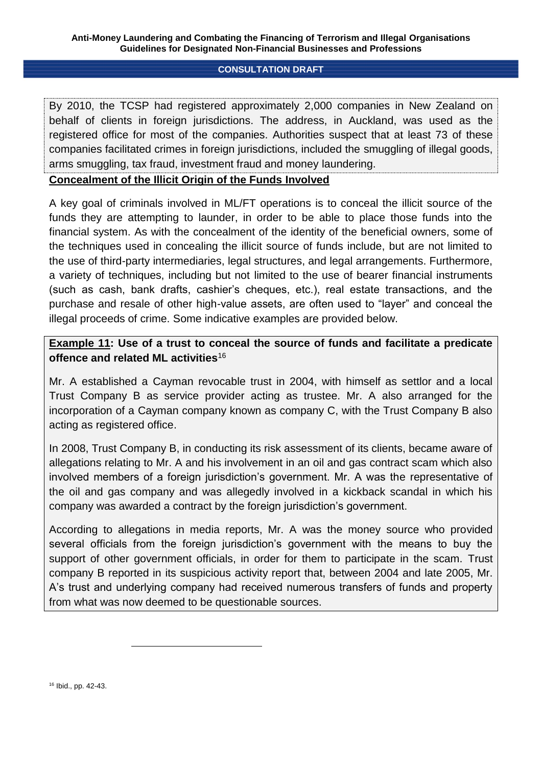By 2010, the TCSP had registered approximately 2,000 companies in New Zealand on behalf of clients in foreign jurisdictions. The address, in Auckland, was used as the registered office for most of the companies. Authorities suspect that at least 73 of these companies facilitated crimes in foreign jurisdictions, included the smuggling of illegal goods, arms smuggling, tax fraud, investment fraud and money laundering.

**Concealment of the Illicit Origin of the Funds Involved**

A key goal of criminals involved in ML/FT operations is to conceal the illicit source of the funds they are attempting to launder, in order to be able to place those funds into the financial system. As with the concealment of the identity of the beneficial owners, some of the techniques used in concealing the illicit source of funds include, but are not limited to the use of third-party intermediaries, legal structures, and legal arrangements. Furthermore, a variety of techniques, including but not limited to the use of bearer financial instruments (such as cash, bank drafts, cashier's cheques, etc.), real estate transactions, and the purchase and resale of other high-value assets, are often used to "layer" and conceal the illegal proceeds of crime. Some indicative examples are provided below.

**Example 11: Use of a trust to conceal the source of funds and facilitate a predicate offence and related ML activities**[16]

Mr. A established a Cayman revocable trust in 2004, with himself as settlor and a local Trust Company B as service provider acting as trustee. Mr. A also arranged for the incorporation of a Cayman company known as company C, with the Trust Company B also acting as registered office.

In 2008, Trust Company B, in conducting its risk assessment of its clients, became aware of allegations relating to Mr. A and his involvement in an oil and gas contract scam which also involved members of a foreign jurisdiction's government. Mr. A was the representative of the oil and gas company and was allegedly involved in a kickback scandal in which his company was awarded a contract by the foreign jurisdiction's government.

According to allegations in media reports, Mr. A was the money source who provided several officials from the foreign jurisdiction's government with the means to buy the support of other government officials, in order for them to participate in the scam. Trust company B reported in its suspicious activity report that, between 2004 and late 2005, Mr. A's trust and underlying company had received numerous transfers of funds and property from what was now deemed to be questionable sources.

[16] Ibid., pp. 42-43.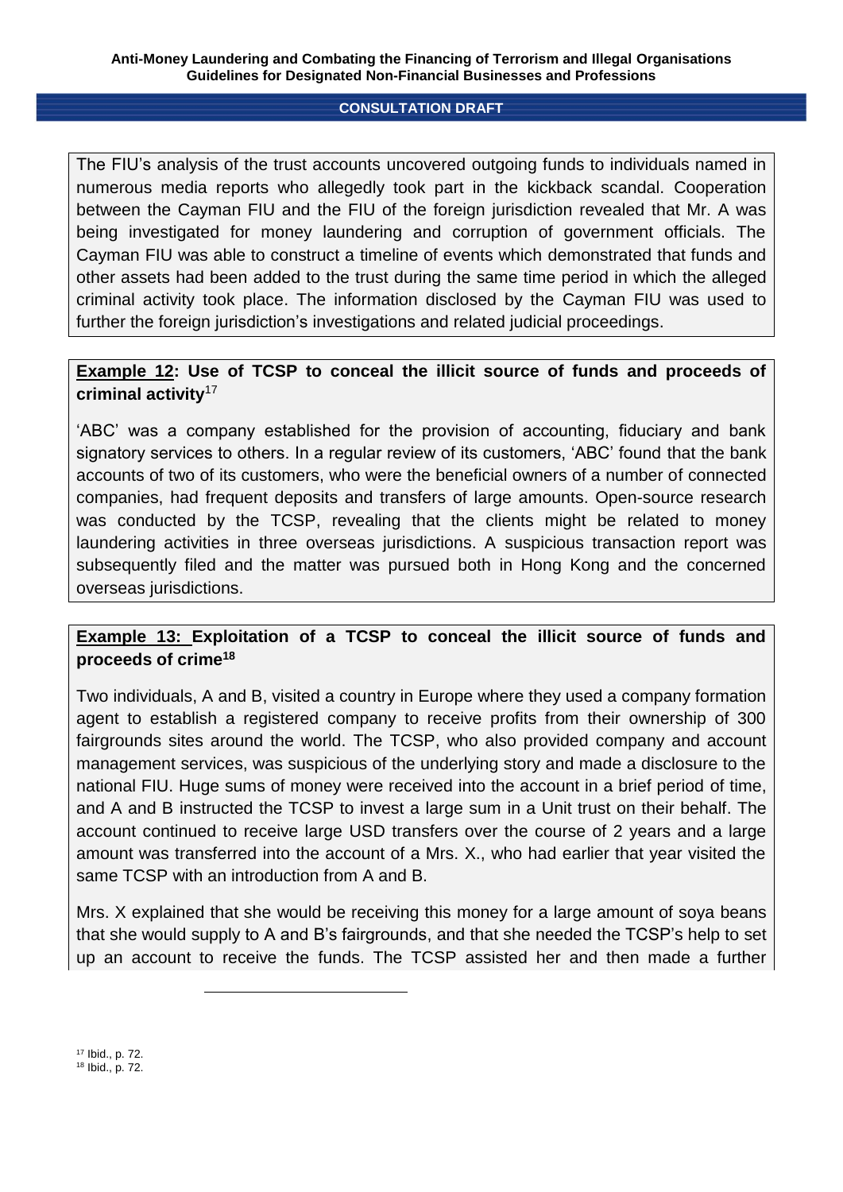The FIU's analysis of the trust accounts uncovered outgoing funds to individuals named in numerous media reports who allegedly took part in the kickback scandal. Cooperation between the Cayman FIU and the FIU of the foreign jurisdiction revealed that Mr. A was being investigated for money laundering and corruption of government officials. The Cayman FIU was able to construct a timeline of events which demonstrated that funds and other assets had been added to the trust during the same time period in which the alleged criminal activity took place. The information disclosed by the Cayman FIU was used to further the foreign jurisdiction's investigations and related judicial proceedings.

**Example 12: Use of TCSP to conceal the illicit source of funds and proceeds of criminal activity**[17]

'ABC' was a company established for the provision of accounting, fiduciary and bank signatory services to others. In a regular review of its customers, 'ABC' found that the bank accounts of two of its customers, who were the beneficial owners of a number of connected companies, had frequent deposits and transfers of large amounts. Open-source research was conducted by the TCSP, revealing that the clients might be related to money laundering activities in three overseas jurisdictions. A suspicious transaction report was subsequently filed and the matter was pursued both in Hong Kong and the concerned overseas jurisdictions.

**Example 13: Exploitation of a TCSP to conceal the illicit source of funds and proceeds of crime**[18]

Two individuals, A and B, visited a country in Europe where they used a company formation agent to establish a registered company to receive profits from their ownership of 300 fairgrounds sites around the world. The TCSP, who also provided company and account management services, was suspicious of the underlying story and made a disclosure to the national FIU. Huge sums of money were received into the account in a brief period of time, and A and B instructed the TCSP to invest a large sum in a Unit trust on their behalf. The account continued to receive large USD transfers over the course of 2 years and a large amount was transferred into the account of a Mrs. X., who had earlier that year visited the same TCSP with an introduction from A and B.

Mrs. X explained that she would be receiving this money for a large amount of soya beans that she would supply to A and B's fairgrounds, and that she needed the TCSP's help to set up an account to receive the funds. The TCSP assisted her and then made a further

[17] Ibid., p. 72.
[18] Ibid., p. 72.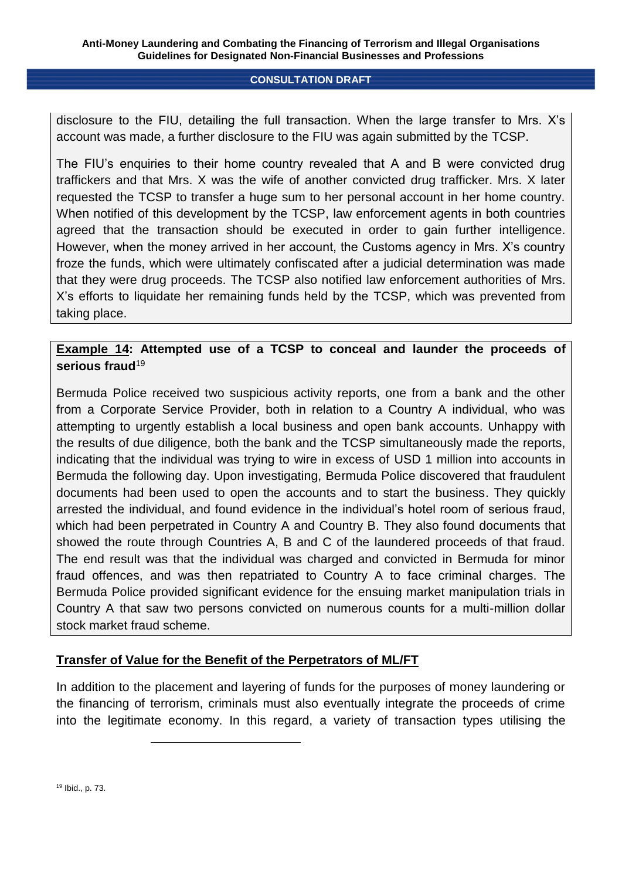disclosure to the FIU, detailing the full transaction. When the large transfer to Mrs. X's account was made, a further disclosure to the FIU was again submitted by the TCSP.

The FIU's enquiries to their home country revealed that A and B were convicted drug traffickers and that Mrs. X was the wife of another convicted drug trafficker. Mrs. X later requested the TCSP to transfer a huge sum to her personal account in her home country. When notified of this development by the TCSP, law enforcement agents in both countries agreed that the transaction should be executed in order to gain further intelligence. However, when the money arrived in her account, the Customs agency in Mrs. X's country froze the funds, which were ultimately confiscated after a judicial determination was made that they were drug proceeds. The TCSP also notified law enforcement authorities of Mrs. X's efforts to liquidate her remaining funds held by the TCSP, which was prevented from taking place.

**Example 14: Attempted use of a TCSP to conceal and launder the proceeds of serious fraud**[19]

Bermuda Police received two suspicious activity reports, one from a bank and the other from a Corporate Service Provider, both in relation to a Country A individual, who was attempting to urgently establish a local business and open bank accounts. Unhappy with the results of due diligence, both the bank and the TCSP simultaneously made the reports, indicating that the individual was trying to wire in excess of USD 1 million into accounts in Bermuda the following day. Upon investigating, Bermuda Police discovered that fraudulent documents had been used to open the accounts and to start the business. They quickly arrested the individual, and found evidence in the individual's hotel room of serious fraud, which had been perpetrated in Country A and Country B. They also found documents that showed the route through Countries A, B and C of the laundered proceeds of that fraud. The end result was that the individual was charged and convicted in Bermuda for minor fraud offences, and was then repatriated to Country A to face criminal charges. The Bermuda Police provided significant evidence for the ensuing market manipulation trials in Country A that saw two persons convicted on numerous counts for a multi-million dollar stock market fraud scheme.

**Transfer of Value for the Benefit of the Perpetrators of ML/FT**

In addition to the placement and layering of funds for the purposes of money laundering or the financing of terrorism, criminals must also eventually integrate the proceeds of crime into the legitimate economy. In this regard, a variety of transaction types utilising the

[19] Ibid., p. 73.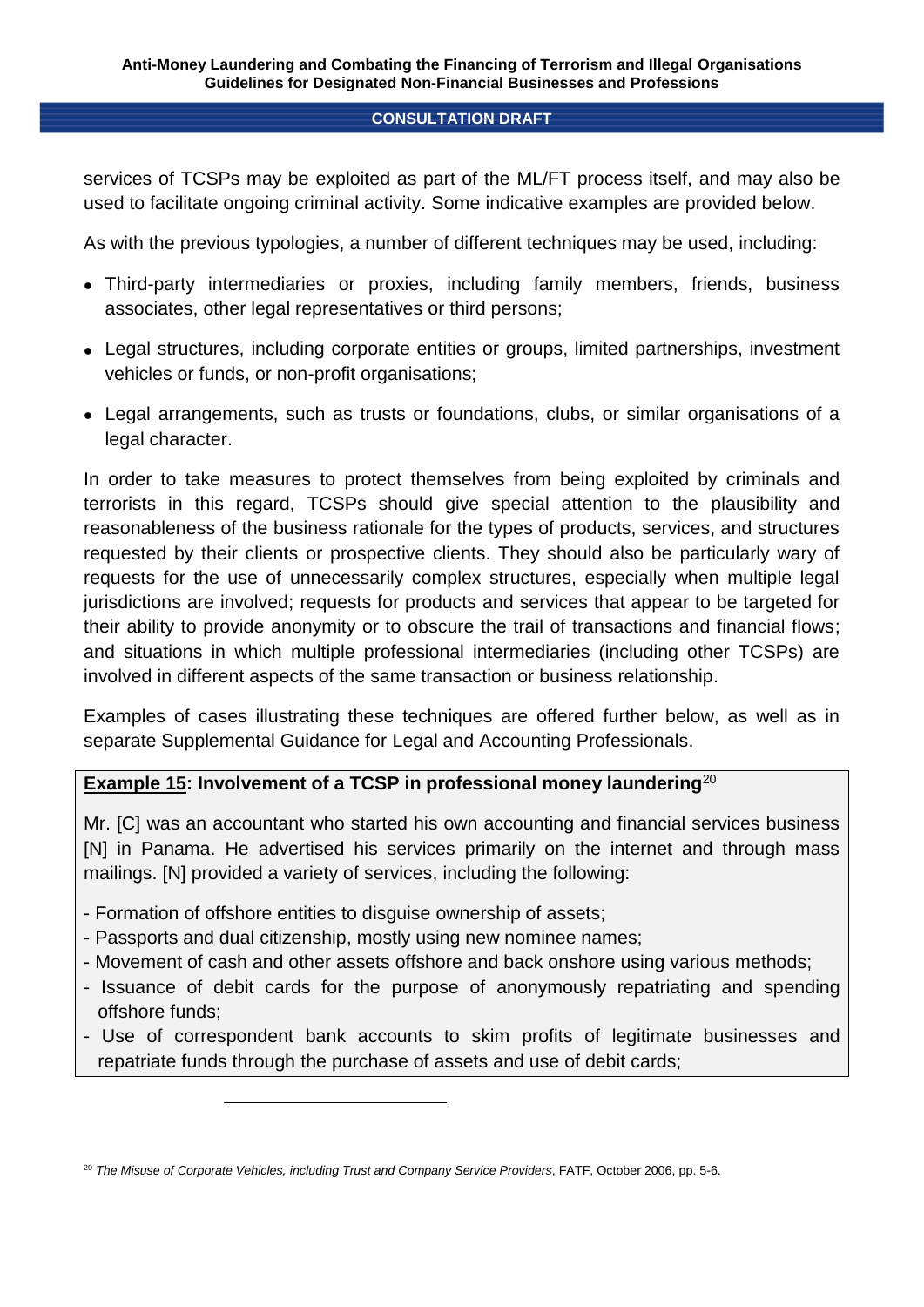services of TCSPs may be exploited as part of the ML/FT process itself, and may also be used to facilitate ongoing criminal activity. Some indicative examples are provided below.

As with the previous typologies, a number of different techniques may be used, including:

- Third-party intermediaries or proxies, including family members, friends, business associates, other legal representatives or third persons;
- Legal structures, including corporate entities or groups, limited partnerships, investment vehicles or funds, or non-profit organisations;
- Legal arrangements, such as trusts or foundations, clubs, or similar organisations of a legal character.

In order to take measures to protect themselves from being exploited by criminals and terrorists in this regard, TCSPs should give special attention to the plausibility and reasonableness of the business rationale for the types of products, services, and structures requested by their clients or prospective clients. They should also be particularly wary of requests for the use of unnecessarily complex structures, especially when multiple legal jurisdictions are involved; requests for products and services that appear to be targeted for their ability to provide anonymity or to obscure the trail of transactions and financial flows; and situations in which multiple professional intermediaries (including other TCSPs) are involved in different aspects of the same transaction or business relationship.

Examples of cases illustrating these techniques are offered further below, as well as in separate Supplemental Guidance for Legal and Accounting Professionals.

**Example 15: Involvement of a TCSP in professional money laundering**[20]

Mr. [C] was an accountant who started his own accounting and financial services business [N] in Panama. He advertised his services primarily on the internet and through mass mailings. [N] provided a variety of services, including the following:

- Formation of offshore entities to disguise ownership of assets;
- Passports and dual citizenship, mostly using new nominee names;
- Movement of cash and other assets offshore and back onshore using various methods;
- Issuance of debit cards for the purpose of anonymously repatriating and spending offshore funds;
- Use of correspondent bank accounts to skim profits of legitimate businesses and repatriate funds through the purchase of assets and use of debit cards;

[20] *The Misuse of Corporate Vehicles, including Trust and Company Service Providers*, FATF, October 2006, pp. 5-6.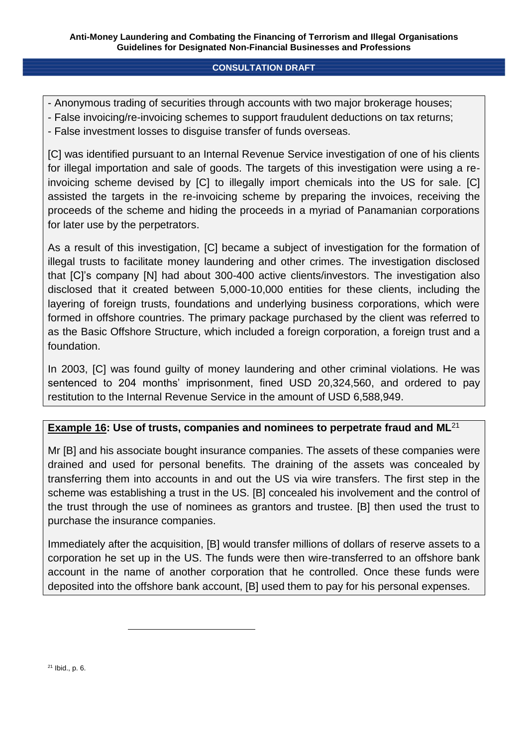- Anonymous trading of securities through accounts with two major brokerage houses;
- False invoicing/re-invoicing schemes to support fraudulent deductions on tax returns;
- False investment losses to disguise transfer of funds overseas.

[C] was identified pursuant to an Internal Revenue Service investigation of one of his clients for illegal importation and sale of goods. The targets of this investigation were using a re-invoicing scheme devised by [C] to illegally import chemicals into the US for sale. [C] assisted the targets in the re-invoicing scheme by preparing the invoices, receiving the proceeds of the scheme and hiding the proceeds in a myriad of Panamanian corporations for later use by the perpetrators.

As a result of this investigation, [C] became a subject of investigation for the formation of illegal trusts to facilitate money laundering and other crimes. The investigation disclosed that [C]'s company [N] had about 300-400 active clients/investors. The investigation also disclosed that it created between 5,000-10,000 entities for these clients, including the layering of foreign trusts, foundations and underlying business corporations, which were formed in offshore countries. The primary package purchased by the client was referred to as the Basic Offshore Structure, which included a foreign corporation, a foreign trust and a foundation.

In 2003, [C] was found guilty of money laundering and other criminal violations. He was sentenced to 204 months' imprisonment, fined USD 20,324,560, and ordered to pay restitution to the Internal Revenue Service in the amount of USD 6,588,949.

**Example 16: Use of trusts, companies and nominees to perpetrate fraud and ML**[21]

Mr [B] and his associate bought insurance companies. The assets of these companies were drained and used for personal benefits. The draining of the assets was concealed by transferring them into accounts in and out the US via wire transfers. The first step in the scheme was establishing a trust in the US. [B] concealed his involvement and the control of the trust through the use of nominees as grantors and trustee. [B] then used the trust to purchase the insurance companies.

Immediately after the acquisition, [B] would transfer millions of dollars of reserve assets to a corporation he set up in the US. The funds were then wire-transferred to an offshore bank account in the name of another corporation that he controlled. Once these funds were deposited into the offshore bank account, [B] used them to pay for his personal expenses.

[21] Ibid., p. 6.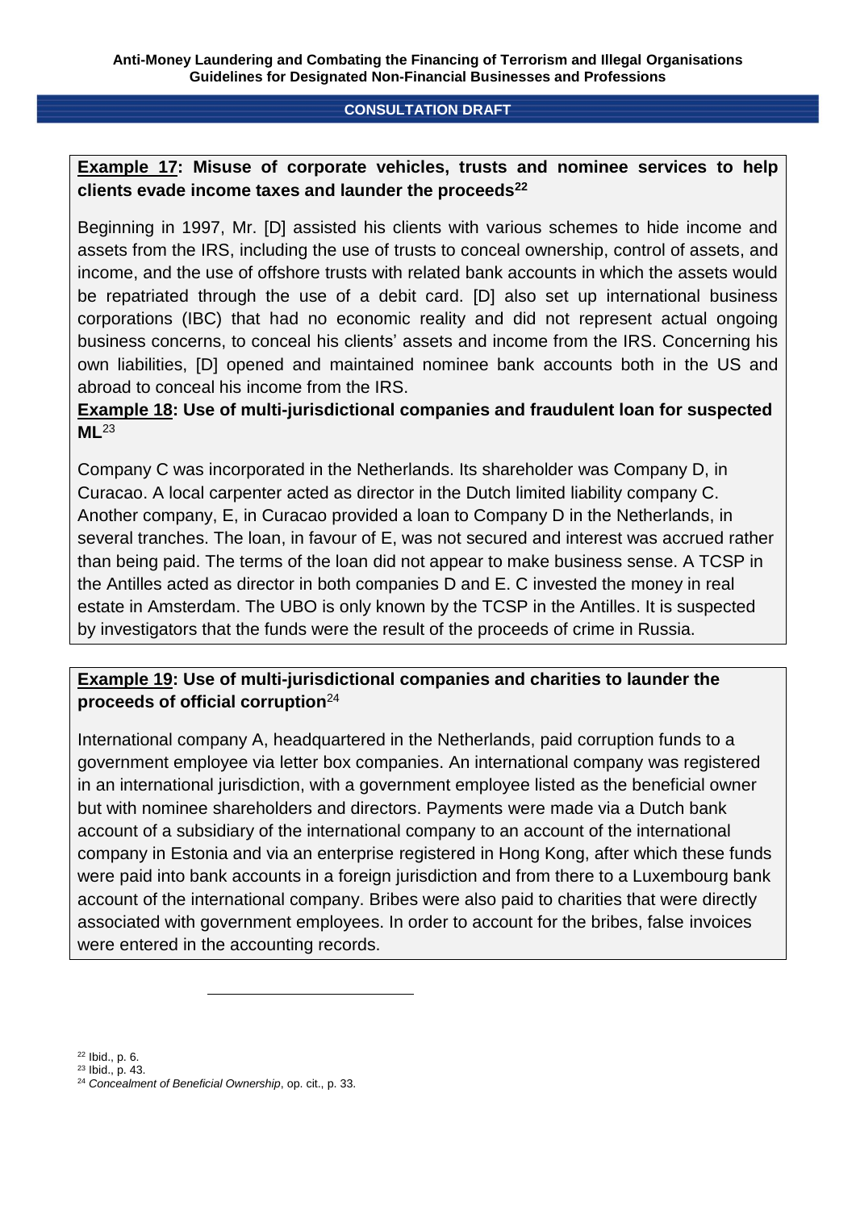**Example 17: Misuse of corporate vehicles, trusts and nominee services to help clients evade income taxes and launder the proceeds**[22]

Beginning in 1997, Mr. [D] assisted his clients with various schemes to hide income and assets from the IRS, including the use of trusts to conceal ownership, control of assets, and income, and the use of offshore trusts with related bank accounts in which the assets would be repatriated through the use of a debit card. [D] also set up international business corporations (IBC) that had no economic reality and did not represent actual ongoing business concerns, to conceal his clients' assets and income from the IRS. Concerning his own liabilities, [D] opened and maintained nominee bank accounts both in the US and abroad to conceal his income from the IRS.

**Example 18: Use of multi-jurisdictional companies and fraudulent loan for suspected ML**[23]

Company C was incorporated in the Netherlands. Its shareholder was Company D, in Curacao. A local carpenter acted as director in the Dutch limited liability company C. Another company, E, in Curacao provided a loan to Company D in the Netherlands, in several tranches. The loan, in favour of E, was not secured and interest was accrued rather than being paid. The terms of the loan did not appear to make business sense. A TCSP in the Antilles acted as director in both companies D and E. C invested the money in real estate in Amsterdam. The UBO is only known by the TCSP in the Antilles. It is suspected by investigators that the funds were the result of the proceeds of crime in Russia.

**Example 19: Use of multi-jurisdictional companies and charities to launder the proceeds of official corruption**[24]

International company A, headquartered in the Netherlands, paid corruption funds to a government employee via letter box companies. An international company was registered in an international jurisdiction, with a government employee listed as the beneficial owner but with nominee shareholders and directors. Payments were made via a Dutch bank account of a subsidiary of the international company to an account of the international company in Estonia and via an enterprise registered in Hong Kong, after which these funds were paid into bank accounts in a foreign jurisdiction and from there to a Luxembourg bank account of the international company. Bribes were also paid to charities that were directly associated with government employees. In order to account for the bribes, false invoices were entered in the accounting records.

---

[22] Ibid., p. 6.

[23] Ibid., p. 43.

[24] *Concealment of Beneficial Ownership*, op. cit., p. 33.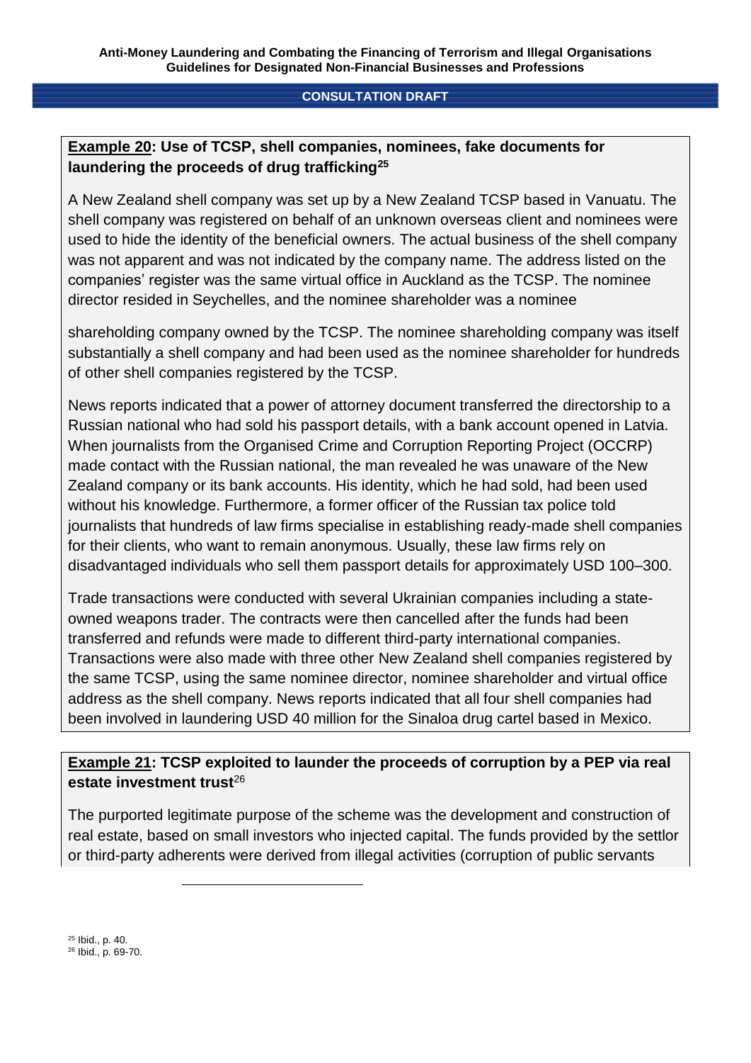**<u>Example 20</u>: Use of TCSP, shell companies, nominees, fake documents for laundering the proceeds of drug trafficking**[25]

A New Zealand shell company was set up by a New Zealand TCSP based in Vanuatu. The shell company was registered on behalf of an unknown overseas client and nominees were used to hide the identity of the beneficial owners. The actual business of the shell company was not apparent and was not indicated by the company name. The address listed on the companies' register was the same virtual office in Auckland as the TCSP. The nominee director resided in Seychelles, and the nominee shareholder was a nominee

shareholding company owned by the TCSP. The nominee shareholding company was itself substantially a shell company and had been used as the nominee shareholder for hundreds of other shell companies registered by the TCSP.

News reports indicated that a power of attorney document transferred the directorship to a Russian national who had sold his passport details, with a bank account opened in Latvia. When journalists from the Organised Crime and Corruption Reporting Project (OCCRP) made contact with the Russian national, the man revealed he was unaware of the New Zealand company or its bank accounts. His identity, which he had sold, had been used without his knowledge. Furthermore, a former officer of the Russian tax police told journalists that hundreds of law firms specialise in establishing ready-made shell companies for their clients, who want to remain anonymous. Usually, these law firms rely on disadvantaged individuals who sell them passport details for approximately USD 100–300.

Trade transactions were conducted with several Ukrainian companies including a state-owned weapons trader. The contracts were then cancelled after the funds had been transferred and refunds were made to different third-party international companies. Transactions were also made with three other New Zealand shell companies registered by the same TCSP, using the same nominee director, nominee shareholder and virtual office address as the shell company. News reports indicated that all four shell companies had been involved in laundering USD 40 million for the Sinaloa drug cartel based in Mexico.

**<u>Example 21</u>: TCSP exploited to launder the proceeds of corruption by a PEP via real estate investment trust**[26]

The purported legitimate purpose of the scheme was the development and construction of real estate, based on small investors who injected capital. The funds provided by the settlor or third-party adherents were derived from illegal activities (corruption of public servants

[25] Ibid., p. 40.

[26] Ibid., p. 69-70.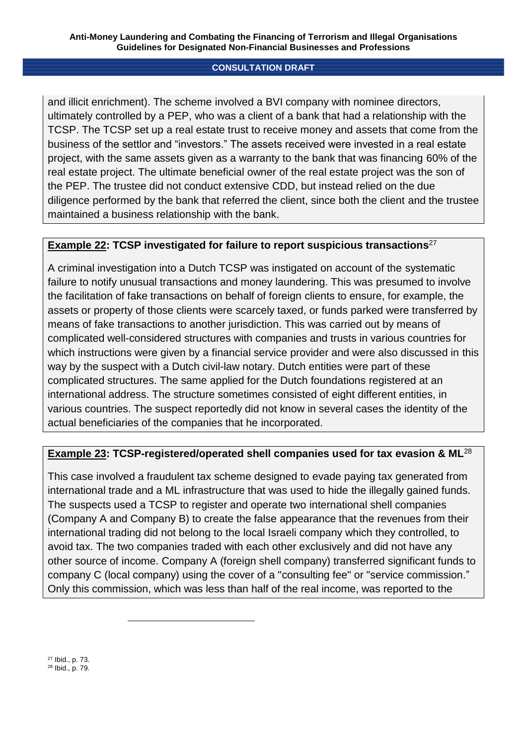and illicit enrichment). The scheme involved a BVI company with nominee directors, ultimately controlled by a PEP, who was a client of a bank that had a relationship with the TCSP. The TCSP set up a real estate trust to receive money and assets that come from the business of the settlor and "investors." The assets received were invested in a real estate project, with the same assets given as a warranty to the bank that was financing 60% of the real estate project. The ultimate beneficial owner of the real estate project was the son of the PEP. The trustee did not conduct extensive CDD, but instead relied on the due diligence performed by the bank that referred the client, since both the client and the trustee maintained a business relationship with the bank.

**Example 22: TCSP investigated for failure to report suspicious transactions**[27]

A criminal investigation into a Dutch TCSP was instigated on account of the systematic failure to notify unusual transactions and money laundering. This was presumed to involve the facilitation of fake transactions on behalf of foreign clients to ensure, for example, the assets or property of those clients were scarcely taxed, or funds parked were transferred by means of fake transactions to another jurisdiction. This was carried out by means of complicated well-considered structures with companies and trusts in various countries for which instructions were given by a financial service provider and were also discussed in this way by the suspect with a Dutch civil-law notary. Dutch entities were part of these complicated structures. The same applied for the Dutch foundations registered at an international address. The structure sometimes consisted of eight different entities, in various countries. The suspect reportedly did not know in several cases the identity of the actual beneficiaries of the companies that he incorporated.

**Example 23: TCSP-registered/operated shell companies used for tax evasion & ML**[28]

This case involved a fraudulent tax scheme designed to evade paying tax generated from international trade and a ML infrastructure that was used to hide the illegally gained funds. The suspects used a TCSP to register and operate two international shell companies (Company A and Company B) to create the false appearance that the revenues from their international trading did not belong to the local Israeli company which they controlled, to avoid tax. The two companies traded with each other exclusively and did not have any other source of income. Company A (foreign shell company) transferred significant funds to company C (local company) using the cover of a "consulting fee" or "service commission." Only this commission, which was less than half of the real income, was reported to the

---

[27] Ibid., p. 73.

[28] Ibid., p. 79.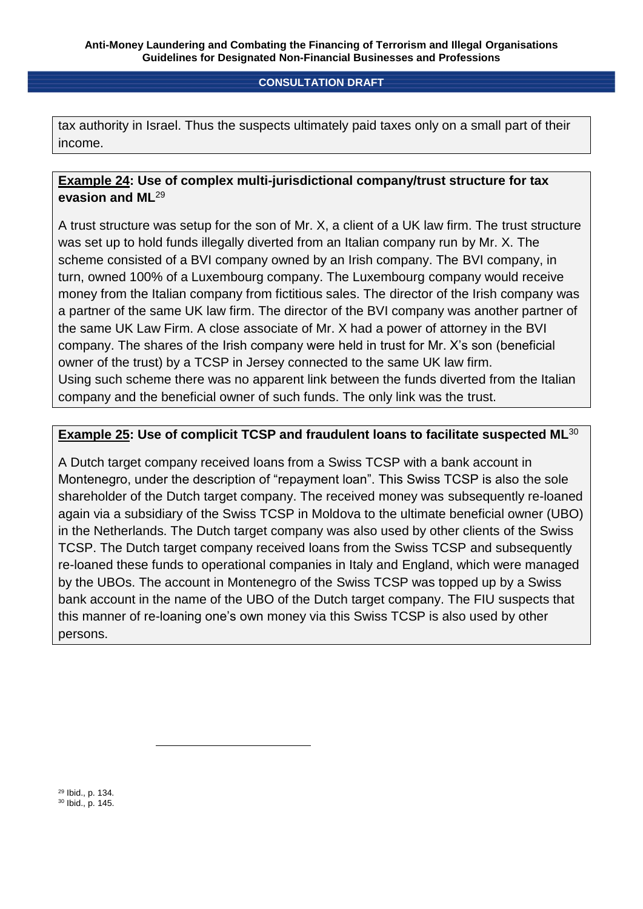tax authority in Israel. Thus the suspects ultimately paid taxes only on a small part of their income.

**Example 24: Use of complex multi-jurisdictional company/trust structure for tax evasion and ML**[29]

A trust structure was setup for the son of Mr. X, a client of a UK law firm. The trust structure was set up to hold funds illegally diverted from an Italian company run by Mr. X. The scheme consisted of a BVI company owned by an Irish company. The BVI company, in turn, owned 100% of a Luxembourg company. The Luxembourg company would receive money from the Italian company from fictitious sales. The director of the Irish company was a partner of the same UK law firm. The director of the BVI company was another partner of the same UK Law Firm. A close associate of Mr. X had a power of attorney in the BVI company. The shares of the Irish company were held in trust for Mr. X's son (beneficial owner of the trust) by a TCSP in Jersey connected to the same UK law firm.
Using such scheme there was no apparent link between the funds diverted from the Italian company and the beneficial owner of such funds. The only link was the trust.

**Example 25: Use of complicit TCSP and fraudulent loans to facilitate suspected ML**[30]

A Dutch target company received loans from a Swiss TCSP with a bank account in Montenegro, under the description of "repayment loan". This Swiss TCSP is also the sole shareholder of the Dutch target company. The received money was subsequently re-loaned again via a subsidiary of the Swiss TCSP in Moldova to the ultimate beneficial owner (UBO) in the Netherlands. The Dutch target company was also used by other clients of the Swiss TCSP. The Dutch target company received loans from the Swiss TCSP and subsequently re-loaned these funds to operational companies in Italy and England, which were managed by the UBOs. The account in Montenegro of the Swiss TCSP was topped up by a Swiss bank account in the name of the UBO of the Dutch target company. The FIU suspects that this manner of re-loaning one's own money via this Swiss TCSP is also used by other persons.

[29] Ibid., p. 134.
[30] Ibid., p. 145.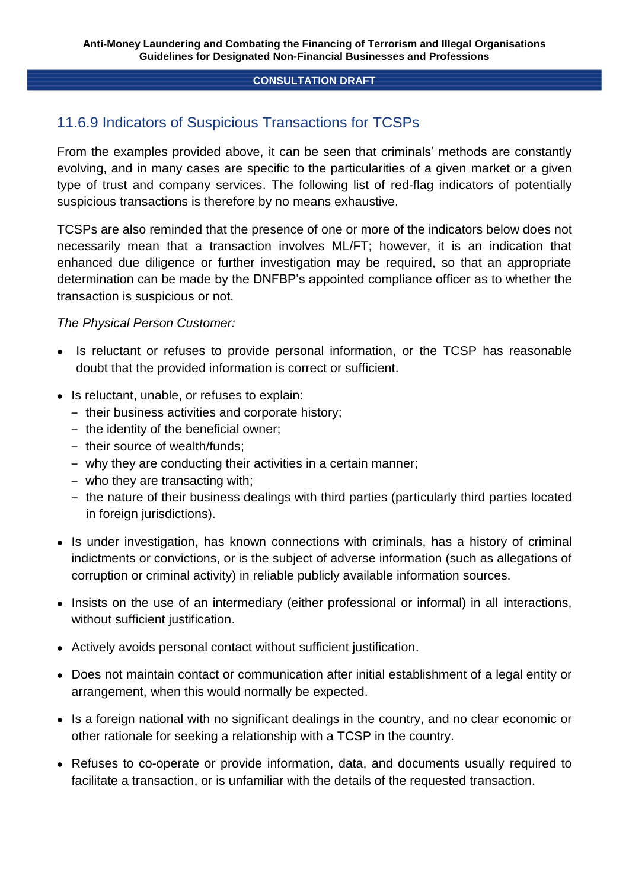### 11.6.9 Indicators of Suspicious Transactions for TCSPs

From the examples provided above, it can be seen that criminals' methods are constantly evolving, and in many cases are specific to the particularities of a given market or a given type of trust and company services. The following list of red-flag indicators of potentially suspicious transactions is therefore by no means exhaustive.

TCSPs are also reminded that the presence of one or more of the indicators below does not necessarily mean that a transaction involves ML/FT; however, it is an indication that enhanced due diligence or further investigation may be required, so that an appropriate determination can be made by the DNFBP's appointed compliance officer as to whether the transaction is suspicious or not.

*The Physical Person Customer:*

- Is reluctant or refuses to provide personal information, or the TCSP has reasonable doubt that the provided information is correct or sufficient.
- Is reluctant, unable, or refuses to explain:
  - their business activities and corporate history;
  - the identity of the beneficial owner;
  - their source of wealth/funds;
  - why they are conducting their activities in a certain manner;
  - who they are transacting with;
  - the nature of their business dealings with third parties (particularly third parties located in foreign jurisdictions).
- Is under investigation, has known connections with criminals, has a history of criminal indictments or convictions, or is the subject of adverse information (such as allegations of corruption or criminal activity) in reliable publicly available information sources.
- Insists on the use of an intermediary (either professional or informal) in all interactions, without sufficient justification.
- Actively avoids personal contact without sufficient justification.
- Does not maintain contact or communication after initial establishment of a legal entity or arrangement, when this would normally be expected.
- Is a foreign national with no significant dealings in the country, and no clear economic or other rationale for seeking a relationship with a TCSP in the country.
- Refuses to co-operate or provide information, data, and documents usually required to facilitate a transaction, or is unfamiliar with the details of the requested transaction.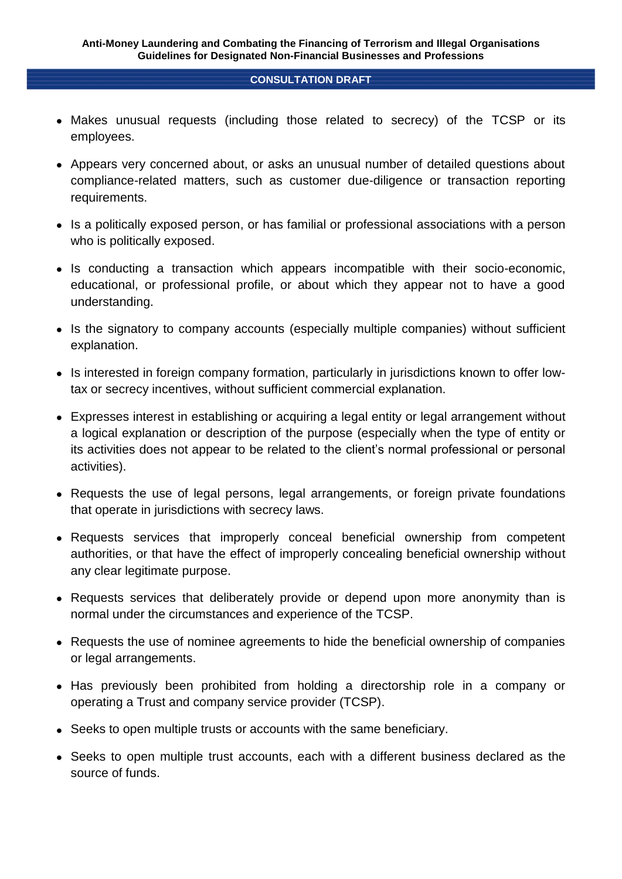- Makes unusual requests (including those related to secrecy) of the TCSP or its employees.
- Appears very concerned about, or asks an unusual number of detailed questions about compliance-related matters, such as customer due-diligence or transaction reporting requirements.
- Is a politically exposed person, or has familial or professional associations with a person who is politically exposed.
- Is conducting a transaction which appears incompatible with their socio-economic, educational, or professional profile, or about which they appear not to have a good understanding.
- Is the signatory to company accounts (especially multiple companies) without sufficient explanation.
- Is interested in foreign company formation, particularly in jurisdictions known to offer low-tax or secrecy incentives, without sufficient commercial explanation.
- Expresses interest in establishing or acquiring a legal entity or legal arrangement without a logical explanation or description of the purpose (especially when the type of entity or its activities does not appear to be related to the client's normal professional or personal activities).
- Requests the use of legal persons, legal arrangements, or foreign private foundations that operate in jurisdictions with secrecy laws.
- Requests services that improperly conceal beneficial ownership from competent authorities, or that have the effect of improperly concealing beneficial ownership without any clear legitimate purpose.
- Requests services that deliberately provide or depend upon more anonymity than is normal under the circumstances and experience of the TCSP.
- Requests the use of nominee agreements to hide the beneficial ownership of companies or legal arrangements.
- Has previously been prohibited from holding a directorship role in a company or operating a Trust and company service provider (TCSP).
- Seeks to open multiple trusts or accounts with the same beneficiary.
- Seeks to open multiple trust accounts, each with a different business declared as the source of funds.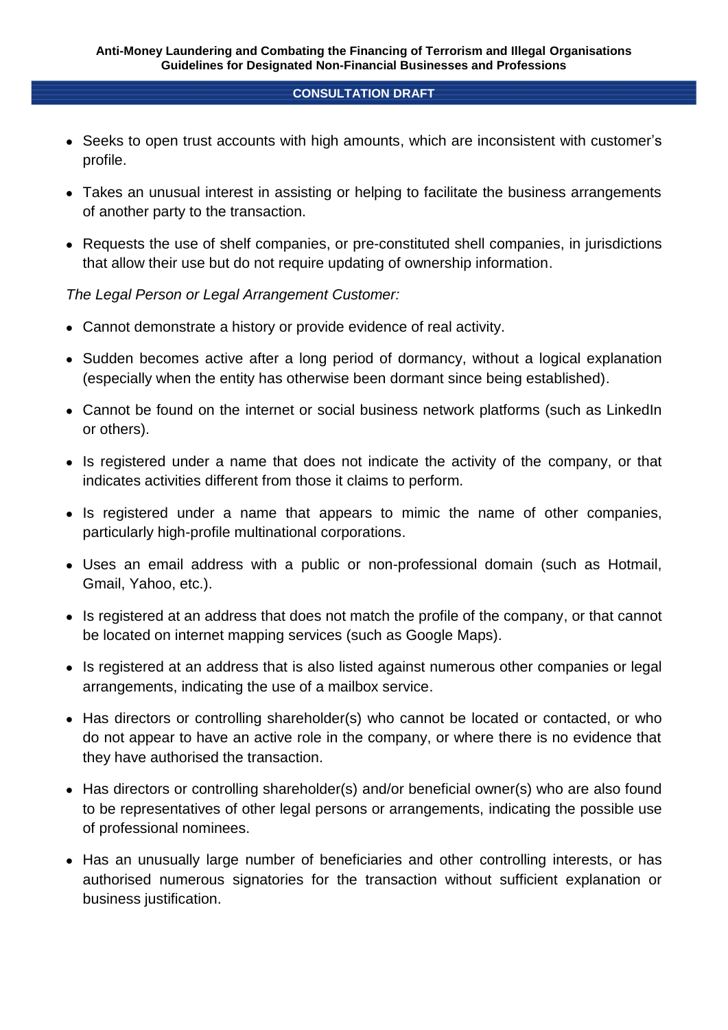- Seeks to open trust accounts with high amounts, which are inconsistent with customer's profile.
- Takes an unusual interest in assisting or helping to facilitate the business arrangements of another party to the transaction.
- Requests the use of shelf companies, or pre-constituted shell companies, in jurisdictions that allow their use but do not require updating of ownership information.

*The Legal Person or Legal Arrangement Customer:*

- Cannot demonstrate a history or provide evidence of real activity.
- Sudden becomes active after a long period of dormancy, without a logical explanation (especially when the entity has otherwise been dormant since being established).
- Cannot be found on the internet or social business network platforms (such as LinkedIn or others).
- Is registered under a name that does not indicate the activity of the company, or that indicates activities different from those it claims to perform.
- Is registered under a name that appears to mimic the name of other companies, particularly high-profile multinational corporations.
- Uses an email address with a public or non-professional domain (such as Hotmail, Gmail, Yahoo, etc.).
- Is registered at an address that does not match the profile of the company, or that cannot be located on internet mapping services (such as Google Maps).
- Is registered at an address that is also listed against numerous other companies or legal arrangements, indicating the use of a mailbox service.
- Has directors or controlling shareholder(s) who cannot be located or contacted, or who do not appear to have an active role in the company, or where there is no evidence that they have authorised the transaction.
- Has directors or controlling shareholder(s) and/or beneficial owner(s) who are also found to be representatives of other legal persons or arrangements, indicating the possible use of professional nominees.
- Has an unusually large number of beneficiaries and other controlling interests, or has authorised numerous signatories for the transaction without sufficient explanation or business justification.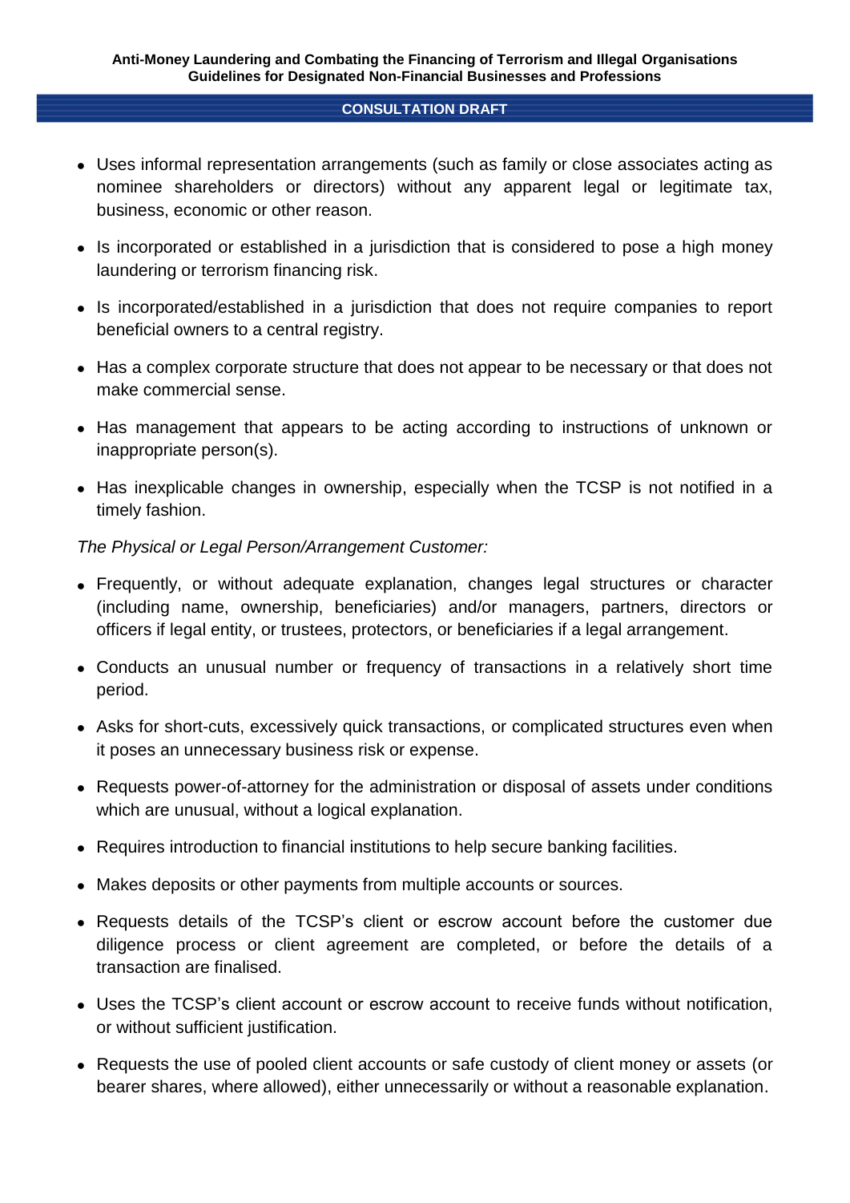- Uses informal representation arrangements (such as family or close associates acting as nominee shareholders or directors) without any apparent legal or legitimate tax, business, economic or other reason.

- Is incorporated or established in a jurisdiction that is considered to pose a high money laundering or terrorism financing risk.

- Is incorporated/established in a jurisdiction that does not require companies to report beneficial owners to a central registry.

- Has a complex corporate structure that does not appear to be necessary or that does not make commercial sense.

- Has management that appears to be acting according to instructions of unknown or inappropriate person(s).

- Has inexplicable changes in ownership, especially when the TCSP is not notified in a timely fashion.

*The Physical or Legal Person/Arrangement Customer:*

- Frequently, or without adequate explanation, changes legal structures or character (including name, ownership, beneficiaries) and/or managers, partners, directors or officers if legal entity, or trustees, protectors, or beneficiaries if a legal arrangement.

- Conducts an unusual number or frequency of transactions in a relatively short time period.

- Asks for short-cuts, excessively quick transactions, or complicated structures even when it poses an unnecessary business risk or expense.

- Requests power-of-attorney for the administration or disposal of assets under conditions which are unusual, without a logical explanation.

- Requires introduction to financial institutions to help secure banking facilities.

- Makes deposits or other payments from multiple accounts or sources.

- Requests details of the TCSP's client or escrow account before the customer due diligence process or client agreement are completed, or before the details of a transaction are finalised.

- Uses the TCSP's client account or escrow account to receive funds without notification, or without sufficient justification.

- Requests the use of pooled client accounts or safe custody of client money or assets (or bearer shares, where allowed), either unnecessarily or without a reasonable explanation.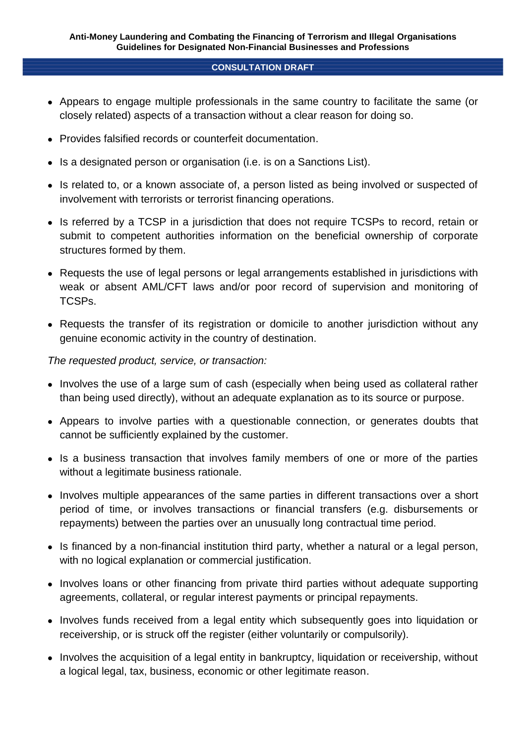- Appears to engage multiple professionals in the same country to facilitate the same (or closely related) aspects of a transaction without a clear reason for doing so.
- Provides falsified records or counterfeit documentation.
- Is a designated person or organisation (i.e. is on a Sanctions List).
- Is related to, or a known associate of, a person listed as being involved or suspected of involvement with terrorists or terrorist financing operations.
- Is referred by a TCSP in a jurisdiction that does not require TCSPs to record, retain or submit to competent authorities information on the beneficial ownership of corporate structures formed by them.
- Requests the use of legal persons or legal arrangements established in jurisdictions with weak or absent AML/CFT laws and/or poor record of supervision and monitoring of TCSPs.
- Requests the transfer of its registration or domicile to another jurisdiction without any genuine economic activity in the country of destination.

*The requested product, service, or transaction:*

- Involves the use of a large sum of cash (especially when being used as collateral rather than being used directly), without an adequate explanation as to its source or purpose.
- Appears to involve parties with a questionable connection, or generates doubts that cannot be sufficiently explained by the customer.
- Is a business transaction that involves family members of one or more of the parties without a legitimate business rationale.
- Involves multiple appearances of the same parties in different transactions over a short period of time, or involves transactions or financial transfers (e.g. disbursements or repayments) between the parties over an unusually long contractual time period.
- Is financed by a non-financial institution third party, whether a natural or a legal person, with no logical explanation or commercial justification.
- Involves loans or other financing from private third parties without adequate supporting agreements, collateral, or regular interest payments or principal repayments.
- Involves funds received from a legal entity which subsequently goes into liquidation or receivership, or is struck off the register (either voluntarily or compulsorily).
- Involves the acquisition of a legal entity in bankruptcy, liquidation or receivership, without a logical legal, tax, business, economic or other legitimate reason.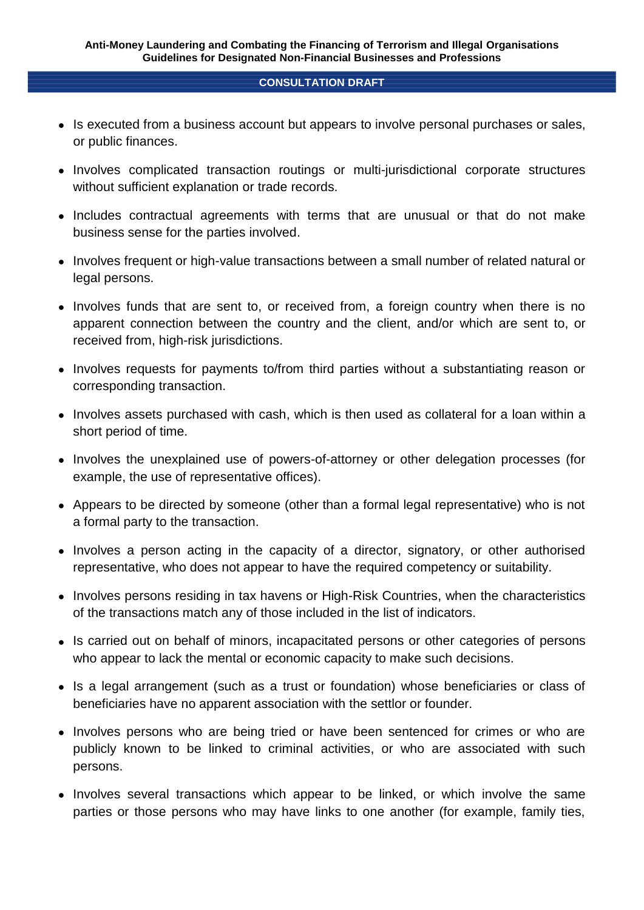- Is executed from a business account but appears to involve personal purchases or sales, or public finances.

- Involves complicated transaction routings or multi-jurisdictional corporate structures without sufficient explanation or trade records.

- Includes contractual agreements with terms that are unusual or that do not make business sense for the parties involved.

- Involves frequent or high-value transactions between a small number of related natural or legal persons.

- Involves funds that are sent to, or received from, a foreign country when there is no apparent connection between the country and the client, and/or which are sent to, or received from, high-risk jurisdictions.

- Involves requests for payments to/from third parties without a substantiating reason or corresponding transaction.

- Involves assets purchased with cash, which is then used as collateral for a loan within a short period of time.

- Involves the unexplained use of powers-of-attorney or other delegation processes (for example, the use of representative offices).

- Appears to be directed by someone (other than a formal legal representative) who is not a formal party to the transaction.

- Involves a person acting in the capacity of a director, signatory, or other authorised representative, who does not appear to have the required competency or suitability.

- Involves persons residing in tax havens or High-Risk Countries, when the characteristics of the transactions match any of those included in the list of indicators.

- Is carried out on behalf of minors, incapacitated persons or other categories of persons who appear to lack the mental or economic capacity to make such decisions.

- Is a legal arrangement (such as a trust or foundation) whose beneficiaries or class of beneficiaries have no apparent association with the settlor or founder.

- Involves persons who are being tried or have been sentenced for crimes or who are publicly known to be linked to criminal activities, or who are associated with such persons.

- Involves several transactions which appear to be linked, or which involve the same parties or those persons who may have links to one another (for example, family ties,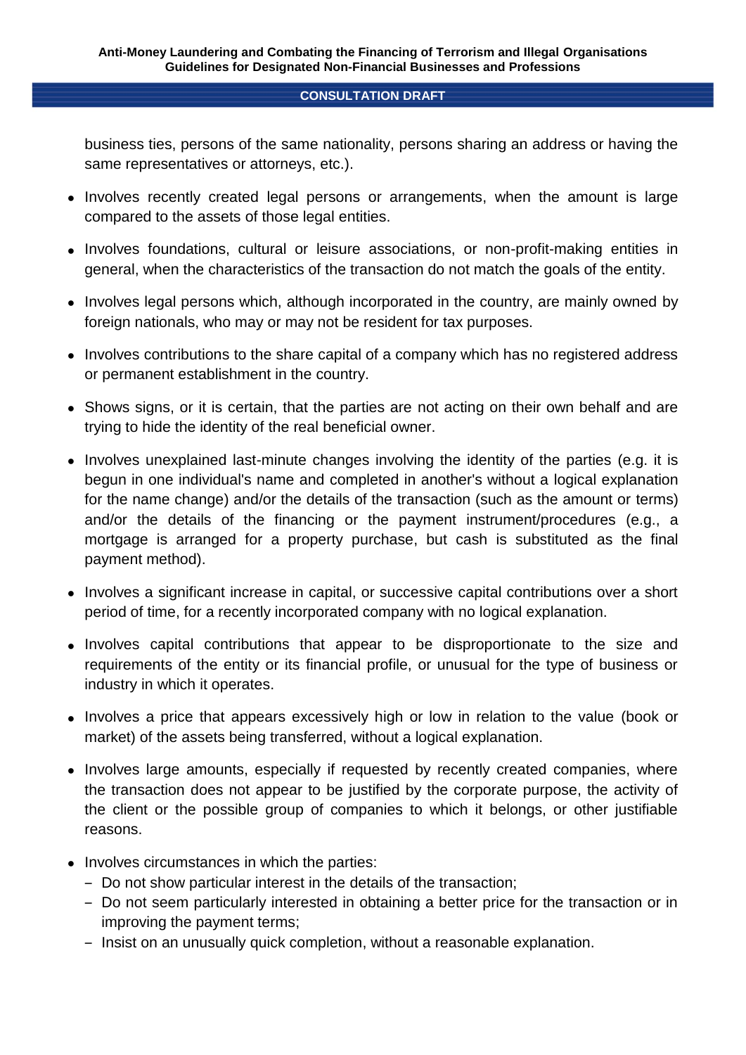business ties, persons of the same nationality, persons sharing an address or having the same representatives or attorneys, etc.).

- Involves recently created legal persons or arrangements, when the amount is large compared to the assets of those legal entities.
- Involves foundations, cultural or leisure associations, or non-profit-making entities in general, when the characteristics of the transaction do not match the goals of the entity.
- Involves legal persons which, although incorporated in the country, are mainly owned by foreign nationals, who may or may not be resident for tax purposes.
- Involves contributions to the share capital of a company which has no registered address or permanent establishment in the country.
- Shows signs, or it is certain, that the parties are not acting on their own behalf and are trying to hide the identity of the real beneficial owner.
- Involves unexplained last-minute changes involving the identity of the parties (e.g. it is begun in one individual's name and completed in another's without a logical explanation for the name change) and/or the details of the transaction (such as the amount or terms) and/or the details of the financing or the payment instrument/procedures (e.g., a mortgage is arranged for a property purchase, but cash is substituted as the final payment method).
- Involves a significant increase in capital, or successive capital contributions over a short period of time, for a recently incorporated company with no logical explanation.
- Involves capital contributions that appear to be disproportionate to the size and requirements of the entity or its financial profile, or unusual for the type of business or industry in which it operates.
- Involves a price that appears excessively high or low in relation to the value (book or market) of the assets being transferred, without a logical explanation.
- Involves large amounts, especially if requested by recently created companies, where the transaction does not appear to be justified by the corporate purpose, the activity of the client or the possible group of companies to which it belongs, or other justifiable reasons.
- Involves circumstances in which the parties:
  - Do not show particular interest in the details of the transaction;
  - Do not seem particularly interested in obtaining a better price for the transaction or in improving the payment terms;
  - Insist on an unusually quick completion, without a reasonable explanation.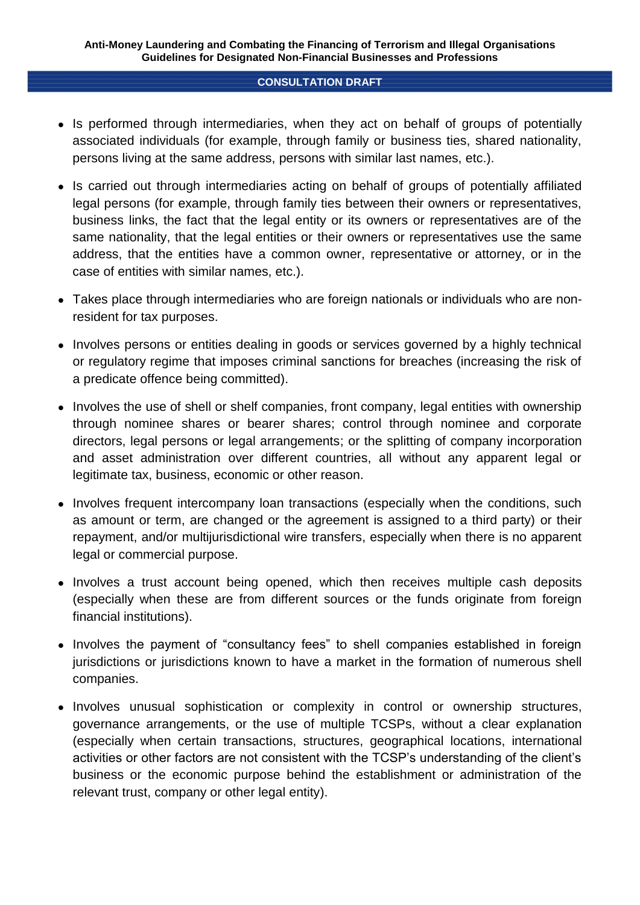- Is performed through intermediaries, when they act on behalf of groups of potentially associated individuals (for example, through family or business ties, shared nationality, persons living at the same address, persons with similar last names, etc.).
- Is carried out through intermediaries acting on behalf of groups of potentially affiliated legal persons (for example, through family ties between their owners or representatives, business links, the fact that the legal entity or its owners or representatives are of the same nationality, that the legal entities or their owners or representatives use the same address, that the entities have a common owner, representative or attorney, or in the case of entities with similar names, etc.).
- Takes place through intermediaries who are foreign nationals or individuals who are non-resident for tax purposes.
- Involves persons or entities dealing in goods or services governed by a highly technical or regulatory regime that imposes criminal sanctions for breaches (increasing the risk of a predicate offence being committed).
- Involves the use of shell or shelf companies, front company, legal entities with ownership through nominee shares or bearer shares; control through nominee and corporate directors, legal persons or legal arrangements; or the splitting of company incorporation and asset administration over different countries, all without any apparent legal or legitimate tax, business, economic or other reason.
- Involves frequent intercompany loan transactions (especially when the conditions, such as amount or term, are changed or the agreement is assigned to a third party) or their repayment, and/or multijurisdictional wire transfers, especially when there is no apparent legal or commercial purpose.
- Involves a trust account being opened, which then receives multiple cash deposits (especially when these are from different sources or the funds originate from foreign financial institutions).
- Involves the payment of "consultancy fees" to shell companies established in foreign jurisdictions or jurisdictions known to have a market in the formation of numerous shell companies.
- Involves unusual sophistication or complexity in control or ownership structures, governance arrangements, or the use of multiple TCSPs, without a clear explanation (especially when certain transactions, structures, geographical locations, international activities or other factors are not consistent with the TCSP's understanding of the client's business or the economic purpose behind the establishment or administration of the relevant trust, company or other legal entity).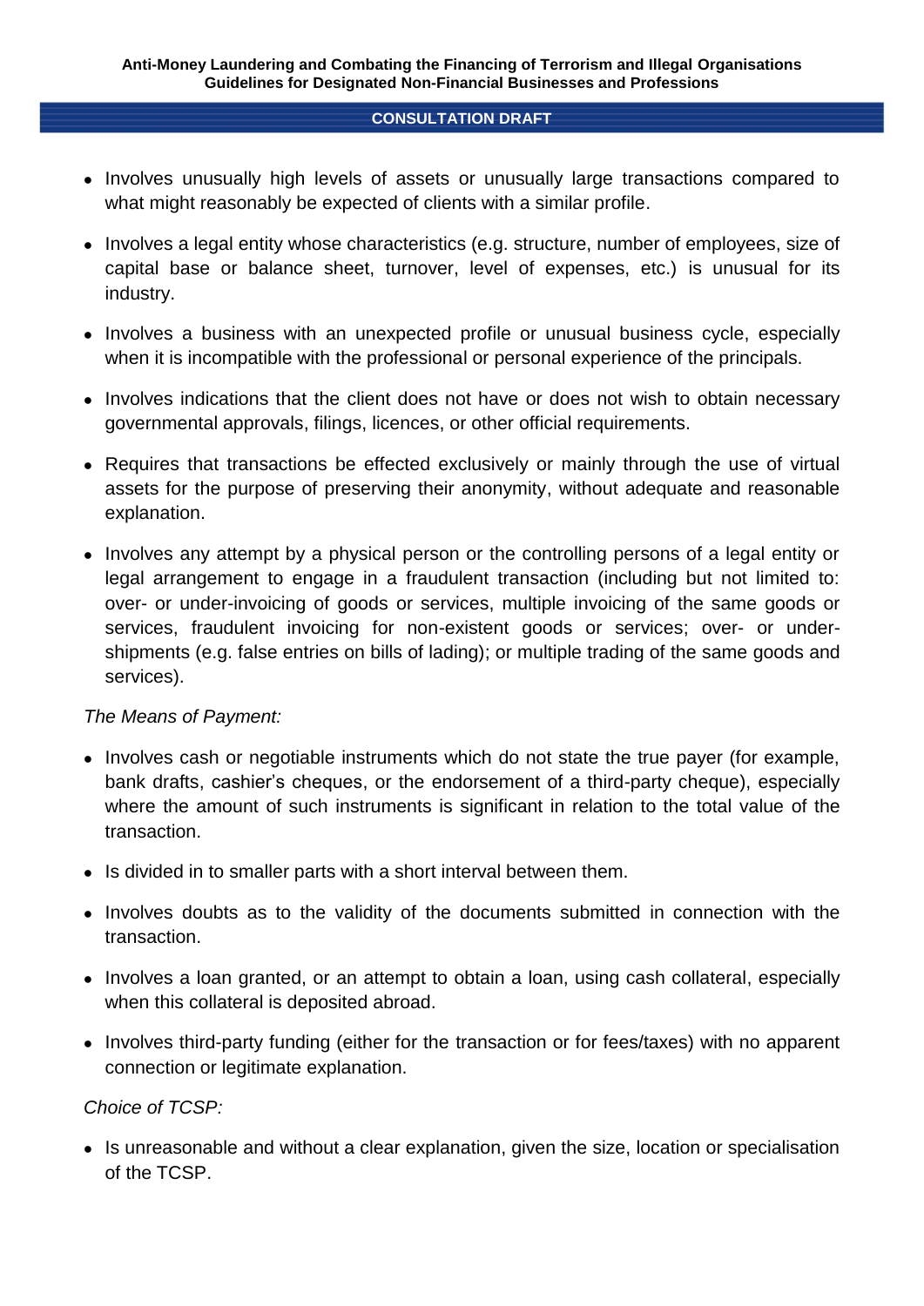- Involves unusually high levels of assets or unusually large transactions compared to what might reasonably be expected of clients with a similar profile.

- Involves a legal entity whose characteristics (e.g. structure, number of employees, size of capital base or balance sheet, turnover, level of expenses, etc.) is unusual for its industry.

- Involves a business with an unexpected profile or unusual business cycle, especially when it is incompatible with the professional or personal experience of the principals.

- Involves indications that the client does not have or does not wish to obtain necessary governmental approvals, filings, licences, or other official requirements.

- Requires that transactions be effected exclusively or mainly through the use of virtual assets for the purpose of preserving their anonymity, without adequate and reasonable explanation.

- Involves any attempt by a physical person or the controlling persons of a legal entity or legal arrangement to engage in a fraudulent transaction (including but not limited to: over- or under-invoicing of goods or services, multiple invoicing of the same goods or services, fraudulent invoicing for non-existent goods or services; over- or under-shipments (e.g. false entries on bills of lading); or multiple trading of the same goods and services).

*The Means of Payment:*

- Involves cash or negotiable instruments which do not state the true payer (for example, bank drafts, cashier's cheques, or the endorsement of a third-party cheque), especially where the amount of such instruments is significant in relation to the total value of the transaction.

- Is divided in to smaller parts with a short interval between them.

- Involves doubts as to the validity of the documents submitted in connection with the transaction.

- Involves a loan granted, or an attempt to obtain a loan, using cash collateral, especially when this collateral is deposited abroad.

- Involves third-party funding (either for the transaction or for fees/taxes) with no apparent connection or legitimate explanation.

*Choice of TCSP:*

- Is unreasonable and without a clear explanation, given the size, location or specialisation of the TCSP.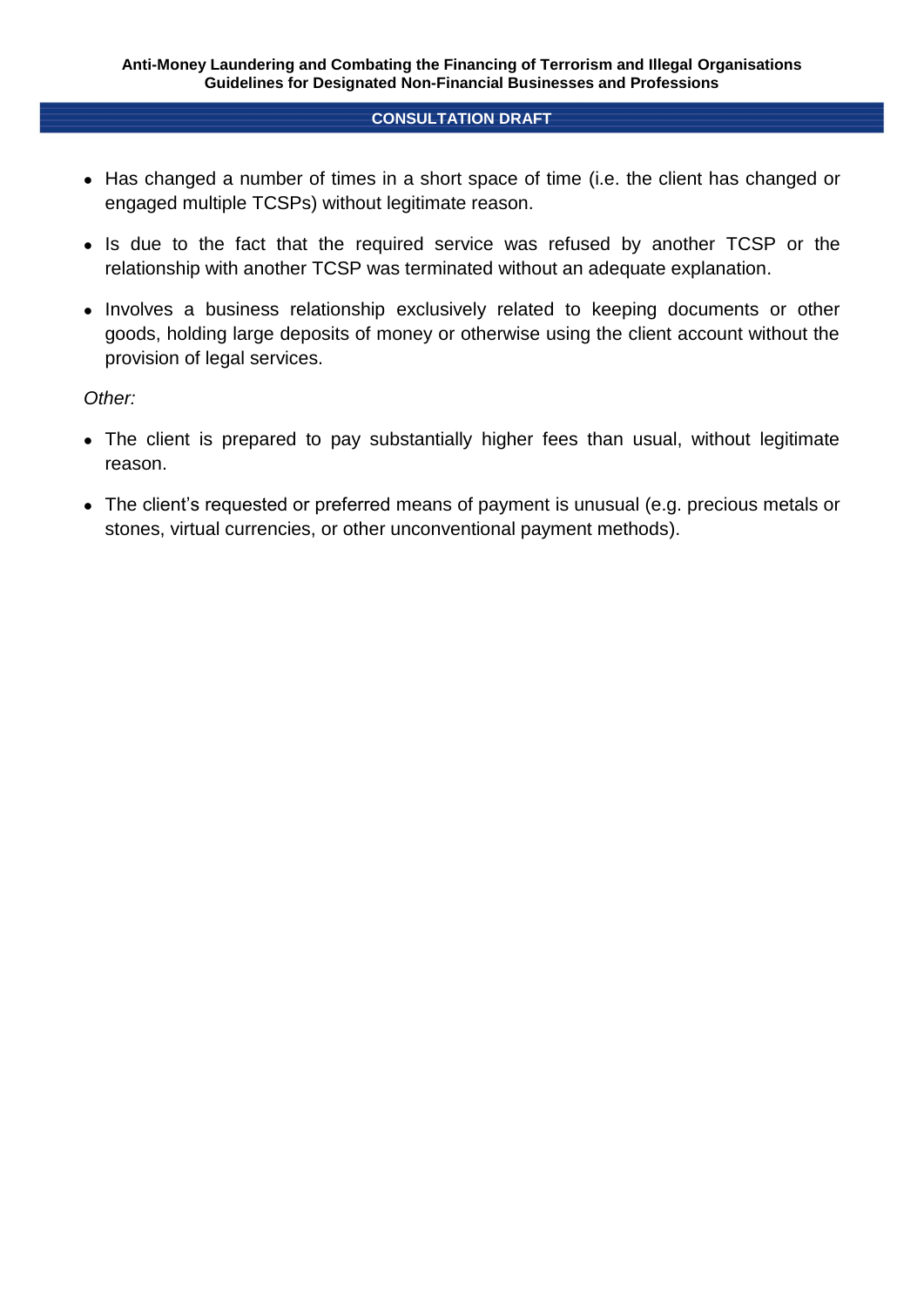- Has changed a number of times in a short space of time (i.e. the client has changed or engaged multiple TCSPs) without legitimate reason.
- Is due to the fact that the required service was refused by another TCSP or the relationship with another TCSP was terminated without an adequate explanation.
- Involves a business relationship exclusively related to keeping documents or other goods, holding large deposits of money or otherwise using the client account without the provision of legal services.

*Other:*

- The client is prepared to pay substantially higher fees than usual, without legitimate reason.
- The client's requested or preferred means of payment is unusual (e.g. precious metals or stones, virtual currencies, or other unconventional payment methods).